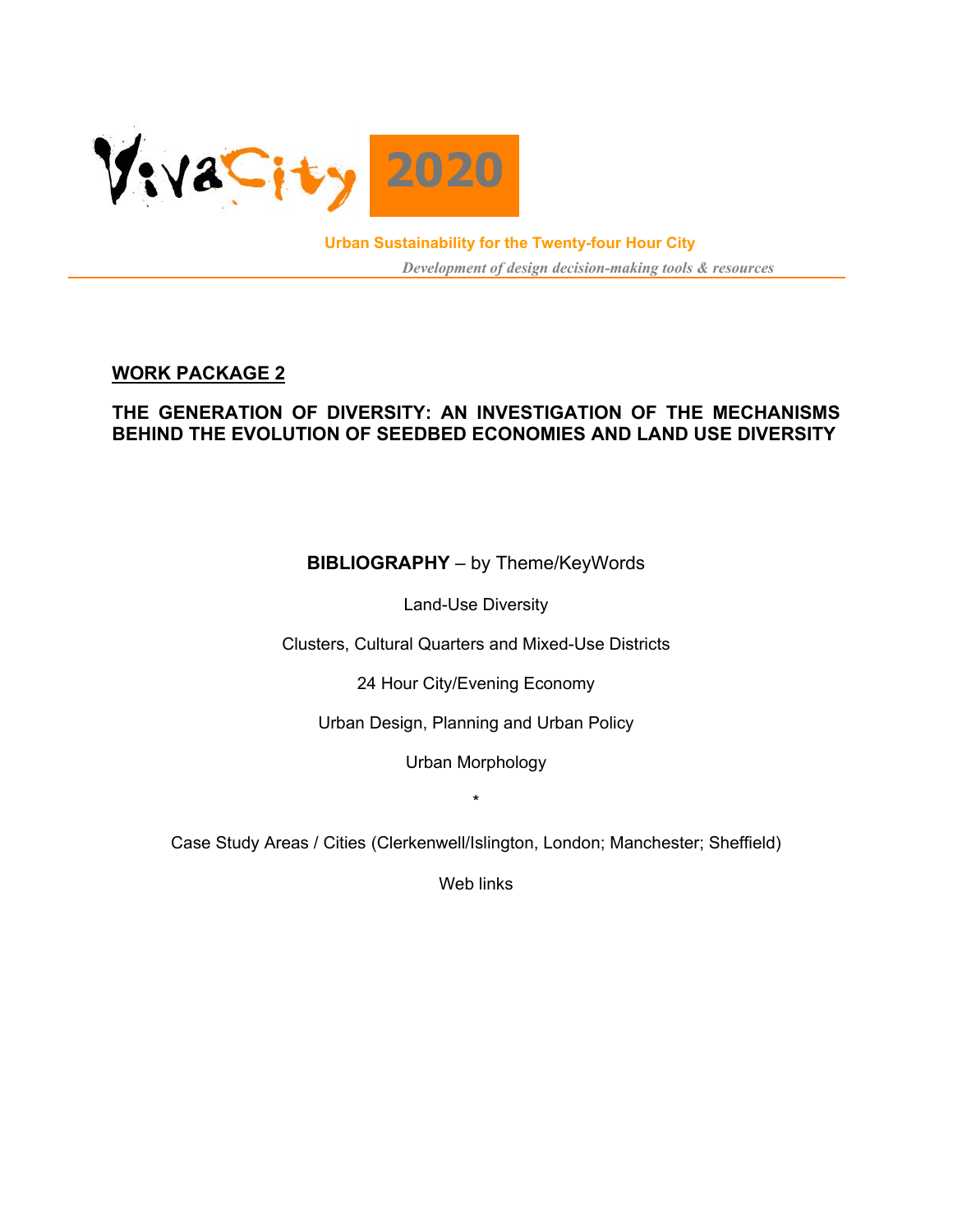VivaCity 2020

**Urban Sustainability for the Twenty-four Hour City**

*Development of design decision-making tools & resources*

## WORK PACKAGE 2

### THE GENERATION OF DIVERSITY: AN INVESTIGATION OF THE MECHANISMS BEHIND THE EVOLUTION OF SEEDBED ECONOMIES AND LAND USE DIVERSITY

**BIBLIOGRAPHY** – by Theme/KeyWords

Land-Use Diversity

Clusters, Cultural Quarters and Mixed-Use Districts

24 Hour City/Evening Economy

Urban Design, Planning and Urban Policy

Urban Morphology

*

Case Study Areas / Cities (Clerkenwell/Islington, London; Manchester; Sheffield)

Web links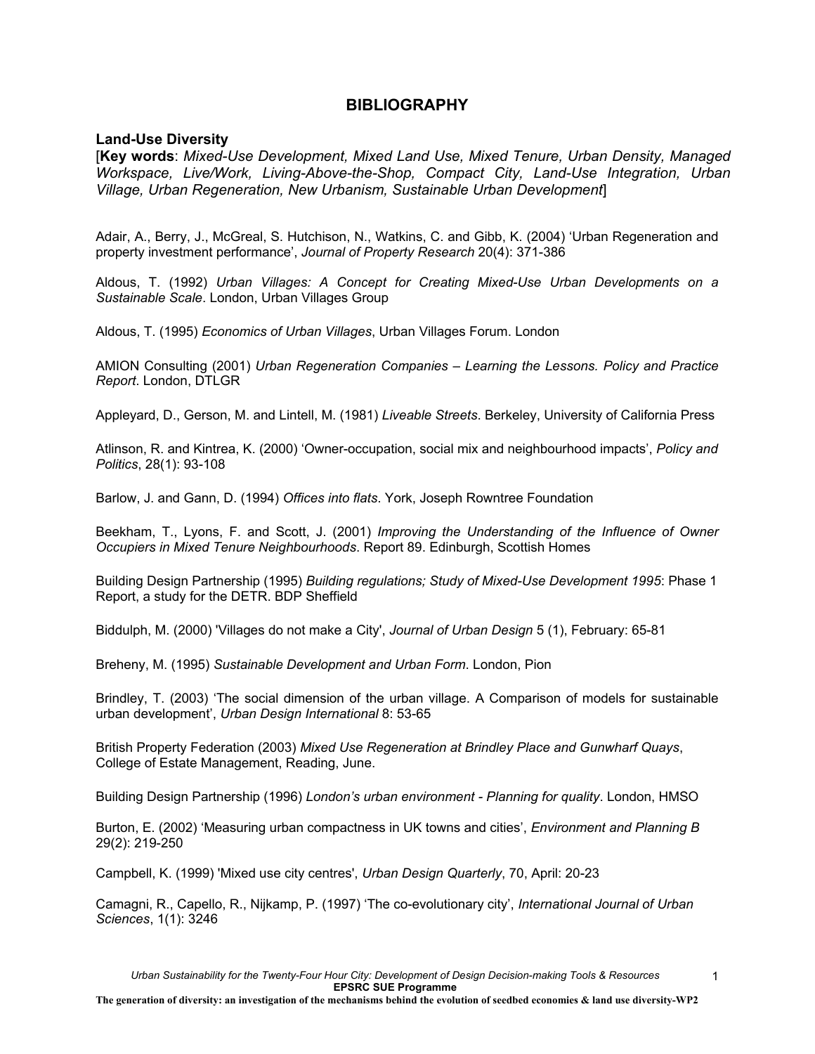# BIBLIOGRAPHY

## Land-Use Diversity

[**Key words**: *Mixed-Use Development, Mixed Land Use, Mixed Tenure, Urban Density, Managed Workspace, Live/Work, Living-Above-the-Shop, Compact City, Land-Use Integration, Urban Village, Urban Regeneration, New Urbanism, Sustainable Urban Development*]

Adair, A., Berry, J., McGreal, S. Hutchison, N., Watkins, C. and Gibb, K. (2004) 'Urban Regeneration and property investment performance', *Journal of Property Research* 20(4): 371-386

Aldous, T. (1992) *Urban Villages: A Concept for Creating Mixed-Use Urban Developments on a Sustainable Scale*. London, Urban Villages Group

Aldous, T. (1995) *Economics of Urban Villages*, Urban Villages Forum. London

AMION Consulting (2001) *Urban Regeneration Companies – Learning the Lessons. Policy and Practice Report*. London, DTLGR

Appleyard, D., Gerson, M. and Lintell, M. (1981) *Liveable Streets*. Berkeley, University of California Press

Atlinson, R. and Kintrea, K. (2000) 'Owner-occupation, social mix and neighbourhood impacts', *Policy and Politics*, 28(1): 93-108

Barlow, J. and Gann, D. (1994) *Offices into flats*. York, Joseph Rowntree Foundation

Beekham, T., Lyons, F. and Scott, J. (2001) *Improving the Understanding of the Influence of Owner Occupiers in Mixed Tenure Neighbourhoods*. Report 89. Edinburgh, Scottish Homes

Building Design Partnership (1995) *Building regulations; Study of Mixed-Use Development 1995*: Phase 1 Report, a study for the DETR. BDP Sheffield

Biddulph, M. (2000) 'Villages do not make a City', *Journal of Urban Design* 5 (1), February: 65-81

Breheny, M. (1995) *Sustainable Development and Urban Form*. London, Pion

Brindley, T. (2003) 'The social dimension of the urban village. A Comparison of models for sustainable urban development', *Urban Design International* 8: 53-65

British Property Federation (2003) *Mixed Use Regeneration at Brindley Place and Gunwharf Quays*, College of Estate Management, Reading, June.

Building Design Partnership (1996) *London's urban environment - Planning for quality*. London, HMSO

Burton, E. (2002) 'Measuring urban compactness in UK towns and cities', *Environment and Planning B* 29(2): 219-250

Campbell, K. (1999) 'Mixed use city centres', *Urban Design Quarterly*, 70, April: 20-23

Camagni, R., Capello, R., Nijkamp, P. (1997) 'The co-evolutionary city', *International Journal of Urban Sciences*, 1(1): 3246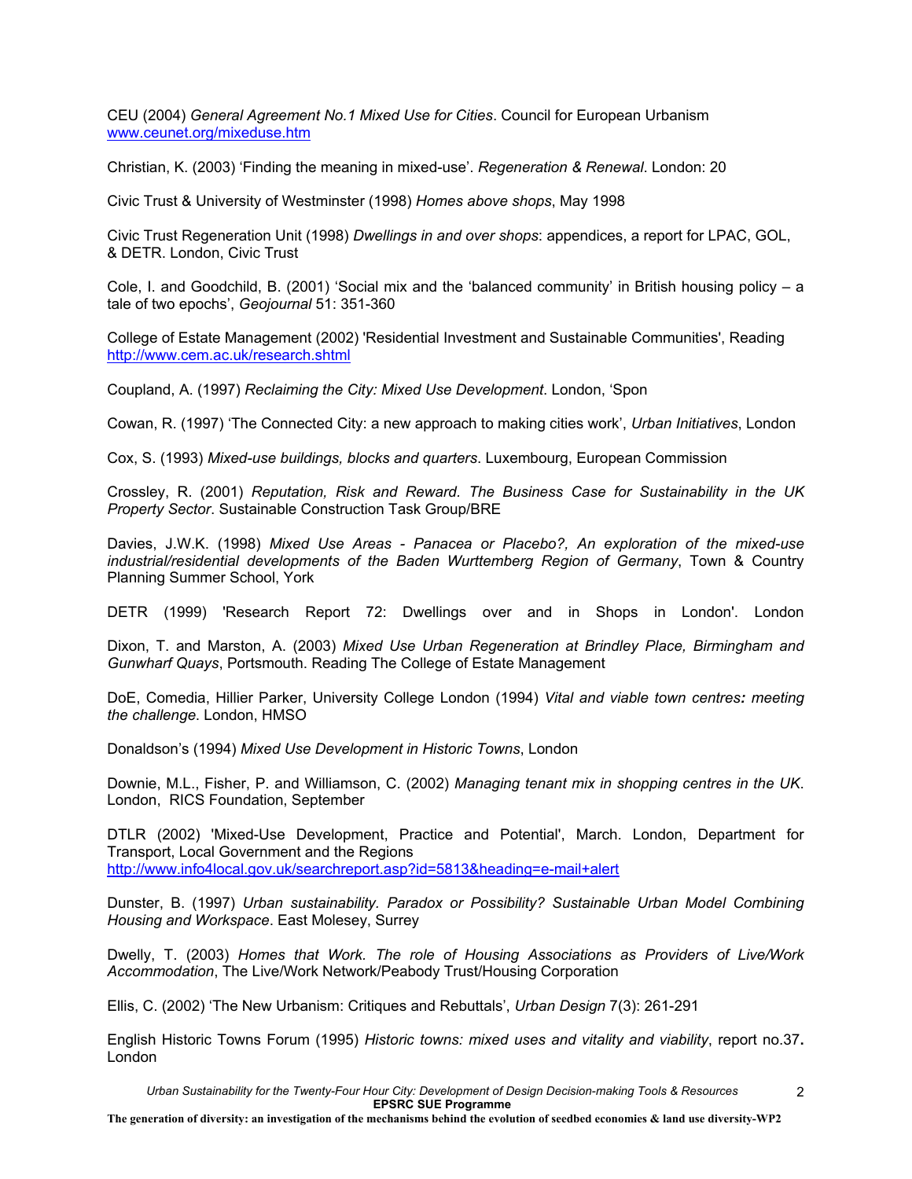CEU (2004) *General Agreement No.1 Mixed Use for Cities*. Council for European Urbanism www.ceunet.org/mixeduse.htm

Christian, K. (2003) 'Finding the meaning in mixed-use'. *Regeneration & Renewal*. London: 20

Civic Trust & University of Westminster (1998) *Homes above shops*, May 1998

Civic Trust Regeneration Unit (1998) *Dwellings in and over shops*: appendices, a report for LPAC, GOL, & DETR. London, Civic Trust

Cole, I. and Goodchild, B. (2001) 'Social mix and the 'balanced community' in British housing policy – a tale of two epochs', *Geojournal* 51: 351-360

College of Estate Management (2002) 'Residential Investment and Sustainable Communities', Reading http://www.cem.ac.uk/research.shtml

Coupland, A. (1997) *Reclaiming the City: Mixed Use Development*. London, 'Spon

Cowan, R. (1997) 'The Connected City: a new approach to making cities work', *Urban Initiatives*, London

Cox, S. (1993) *Mixed-use buildings, blocks and quarters*. Luxembourg, European Commission

Crossley, R. (2001) *Reputation, Risk and Reward. The Business Case for Sustainability in the UK Property Sector*. Sustainable Construction Task Group/BRE

Davies, J.W.K. (1998) *Mixed Use Areas - Panacea or Placebo?, An exploration of the mixed-use industrial/residential developments of the Baden Wurttemberg Region of Germany*, Town & Country Planning Summer School, York

DETR (1999) 'Research Report 72: Dwellings over and in Shops in London'. London

Dixon, T. and Marston, A. (2003) *Mixed Use Urban Regeneration at Brindley Place, Birmingham and Gunwharf Quays*, Portsmouth. Reading The College of Estate Management

DoE, Comedia, Hillier Parker, University College London (1994) *Vital and viable town centres: meeting the challenge*. London, HMSO

Donaldson's (1994) *Mixed Use Development in Historic Towns*, London

Downie, M.L., Fisher, P. and Williamson, C. (2002) *Managing tenant mix in shopping centres in the UK*. London, RICS Foundation, September

DTLR (2002) 'Mixed-Use Development, Practice and Potential', March. London, Department for Transport, Local Government and the Regions http://www.info4local.gov.uk/searchreport.asp?id=5813&heading=e-mail+alert

Dunster, B. (1997) *Urban sustainability. Paradox or Possibility? Sustainable Urban Model Combining Housing and Workspace*. East Molesey, Surrey

Dwelly, T. (2003) *Homes that Work. The role of Housing Associations as Providers of Live/Work Accommodation*, The Live/Work Network/Peabody Trust/Housing Corporation

Ellis, C. (2002) 'The New Urbanism: Critiques and Rebuttals', *Urban Design* 7(3): 261-291

English Historic Towns Forum (1995) *Historic towns: mixed uses and vitality and viability*, report no.37. London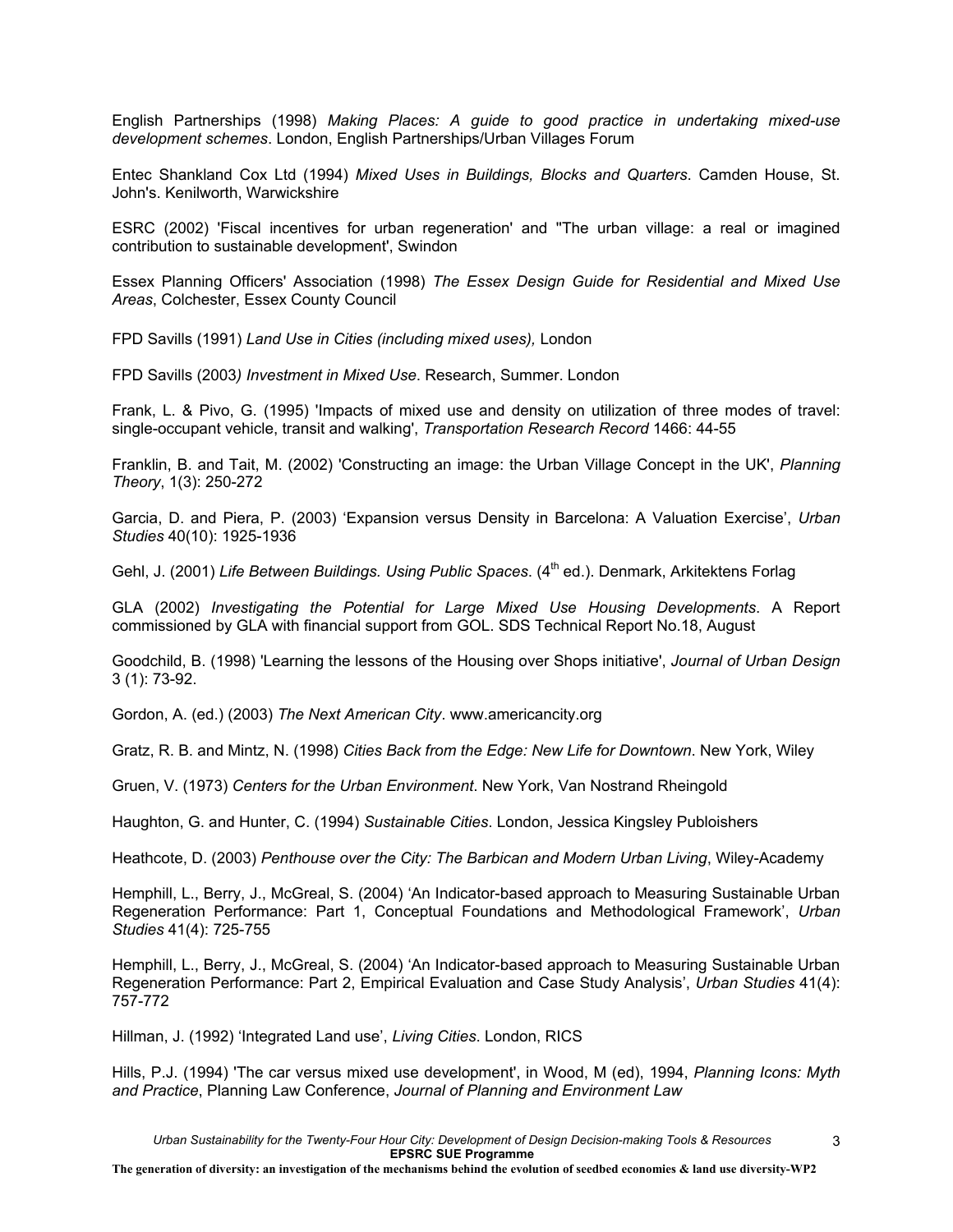English Partnerships (1998) *Making Places: A guide to good practice in undertaking mixed-use development schemes*. London, English Partnerships/Urban Villages Forum

Entec Shankland Cox Ltd (1994) *Mixed Uses in Buildings, Blocks and Quarters*. Camden House, St. John's. Kenilworth, Warwickshire

ESRC (2002) 'Fiscal incentives for urban regeneration' and ''The urban village: a real or imagined contribution to sustainable development', Swindon

Essex Planning Officers' Association (1998) *The Essex Design Guide for Residential and Mixed Use Areas*, Colchester, Essex County Council

FPD Savills (1991) *Land Use in Cities (including mixed uses),* London

FPD Savills (2003*) Investment in Mixed Use*. Research, Summer. London

Frank, L. & Pivo, G. (1995) 'Impacts of mixed use and density on utilization of three modes of travel: single-occupant vehicle, transit and walking', *Transportation Research Record* 1466: 44-55

Franklin, B. and Tait, M. (2002) 'Constructing an image: the Urban Village Concept in the UK', *Planning Theory*, 1(3): 250-272

Garcia, D. and Piera, P. (2003) 'Expansion versus Density in Barcelona: A Valuation Exercise', *Urban Studies* 40(10): 1925-1936

Gehl, J. (2001) *Life Between Buildings. Using Public Spaces*. (4th ed.). Denmark, Arkitektens Forlag

GLA (2002) *Investigating the Potential for Large Mixed Use Housing Developments*. A Report commissioned by GLA with financial support from GOL. SDS Technical Report No.18, August

Goodchild, B. (1998) 'Learning the lessons of the Housing over Shops initiative', *Journal of Urban Design* 3 (1): 73-92.

Gordon, A. (ed.) (2003) *The Next American City*. www.americancity.org

Gratz, R. B. and Mintz, N. (1998) *Cities Back from the Edge: New Life for Downtown*. New York, Wiley

Gruen, V. (1973) *Centers for the Urban Environment*. New York, Van Nostrand Rheingold

Haughton, G. and Hunter, C. (1994) *Sustainable Cities*. London, Jessica Kingsley Publoishers

Heathcote, D. (2003) *Penthouse over the City: The Barbican and Modern Urban Living*, Wiley-Academy

Hemphill, L., Berry, J., McGreal, S. (2004) 'An Indicator-based approach to Measuring Sustainable Urban Regeneration Performance: Part 1, Conceptual Foundations and Methodological Framework', *Urban Studies* 41(4): 725-755

Hemphill, L., Berry, J., McGreal, S. (2004) 'An Indicator-based approach to Measuring Sustainable Urban Regeneration Performance: Part 2, Empirical Evaluation and Case Study Analysis', *Urban Studies* 41(4): 757-772

Hillman, J. (1992) 'Integrated Land use', *Living Cities*. London, RICS

Hills, P.J. (1994) 'The car versus mixed use development', in Wood, M (ed), 1994, *Planning Icons: Myth and Practice*, Planning Law Conference, *Journal of Planning and Environment Law*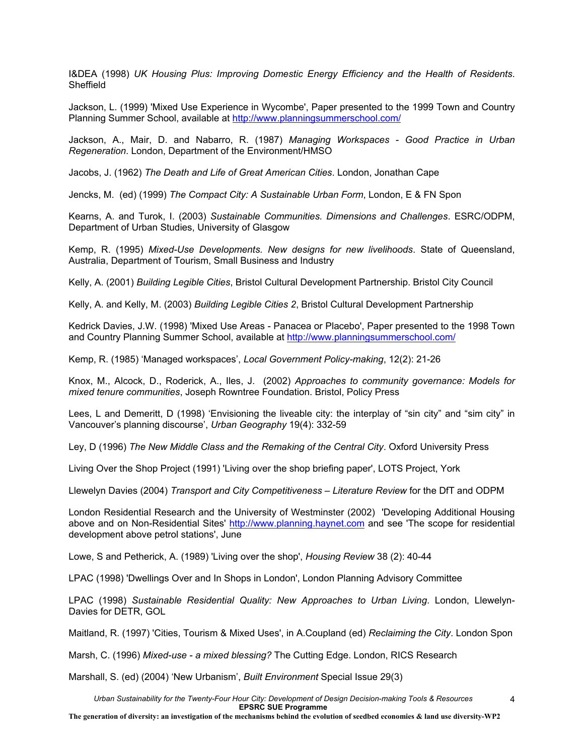I&DEA (1998) *UK Housing Plus: Improving Domestic Energy Efficiency and the Health of Residents*. Sheffield

Jackson, L. (1999) 'Mixed Use Experience in Wycombe', Paper presented to the 1999 Town and Country Planning Summer School, available at http://www.planningsummerschool.com/

Jackson, A., Mair, D. and Nabarro, R. (1987) *Managing Workspaces - Good Practice in Urban Regeneration*. London, Department of the Environment/HMSO

Jacobs, J. (1962) *The Death and Life of Great American Cities*. London, Jonathan Cape

Jencks, M. (ed) (1999) *The Compact City: A Sustainable Urban Form*, London, E & FN Spon

Kearns, A. and Turok, I. (2003) *Sustainable Communities. Dimensions and Challenges*. ESRC/ODPM, Department of Urban Studies, University of Glasgow

Kemp, R. (1995) *Mixed-Use Developments. New designs for new livelihoods*. State of Queensland, Australia, Department of Tourism, Small Business and Industry

Kelly, A. (2001) *Building Legible Cities*, Bristol Cultural Development Partnership. Bristol City Council

Kelly, A. and Kelly, M. (2003) *Building Legible Cities 2*, Bristol Cultural Development Partnership

Kedrick Davies, J.W. (1998) 'Mixed Use Areas - Panacea or Placebo', Paper presented to the 1998 Town and Country Planning Summer School, available at http://www.planningsummerschool.com/

Kemp, R. (1985) 'Managed workspaces', *Local Government Policy-making*, 12(2): 21-26

Knox, M., Alcock, D., Roderick, A., Iles, J. (2002) *Approaches to community governance: Models for mixed tenure communities*, Joseph Rowntree Foundation. Bristol, Policy Press

Lees, L and Demeritt, D (1998) 'Envisioning the liveable city: the interplay of "sin city" and "sim city" in Vancouver's planning discourse', *Urban Geography* 19(4): 332-59

Ley, D (1996) *The New Middle Class and the Remaking of the Central City*. Oxford University Press

Living Over the Shop Project (1991) 'Living over the shop briefing paper', LOTS Project, York

Llewelyn Davies (2004) *Transport and City Competitiveness – Literature Review* for the DfT and ODPM

London Residential Research and the University of Westminster (2002) 'Developing Additional Housing above and on Non-Residential Sites' http://www.planning.haynet.com and see 'The scope for residential development above petrol stations', June

Lowe, S and Petherick, A. (1989) 'Living over the shop', *Housing Review* 38 (2): 40-44

LPAC (1998) 'Dwellings Over and In Shops in London', London Planning Advisory Committee

LPAC (1998) *Sustainable Residential Quality: New Approaches to Urban Living*. London, Llewelyn-Davies for DETR, GOL

Maitland, R. (1997) 'Cities, Tourism & Mixed Uses', in A.Coupland (ed) *Reclaiming the City*. London Spon

Marsh, C. (1996) *Mixed-use - a mixed blessing?* The Cutting Edge. London, RICS Research

Marshall, S. (ed) (2004) 'New Urbanism', *Built Environment* Special Issue 29(3)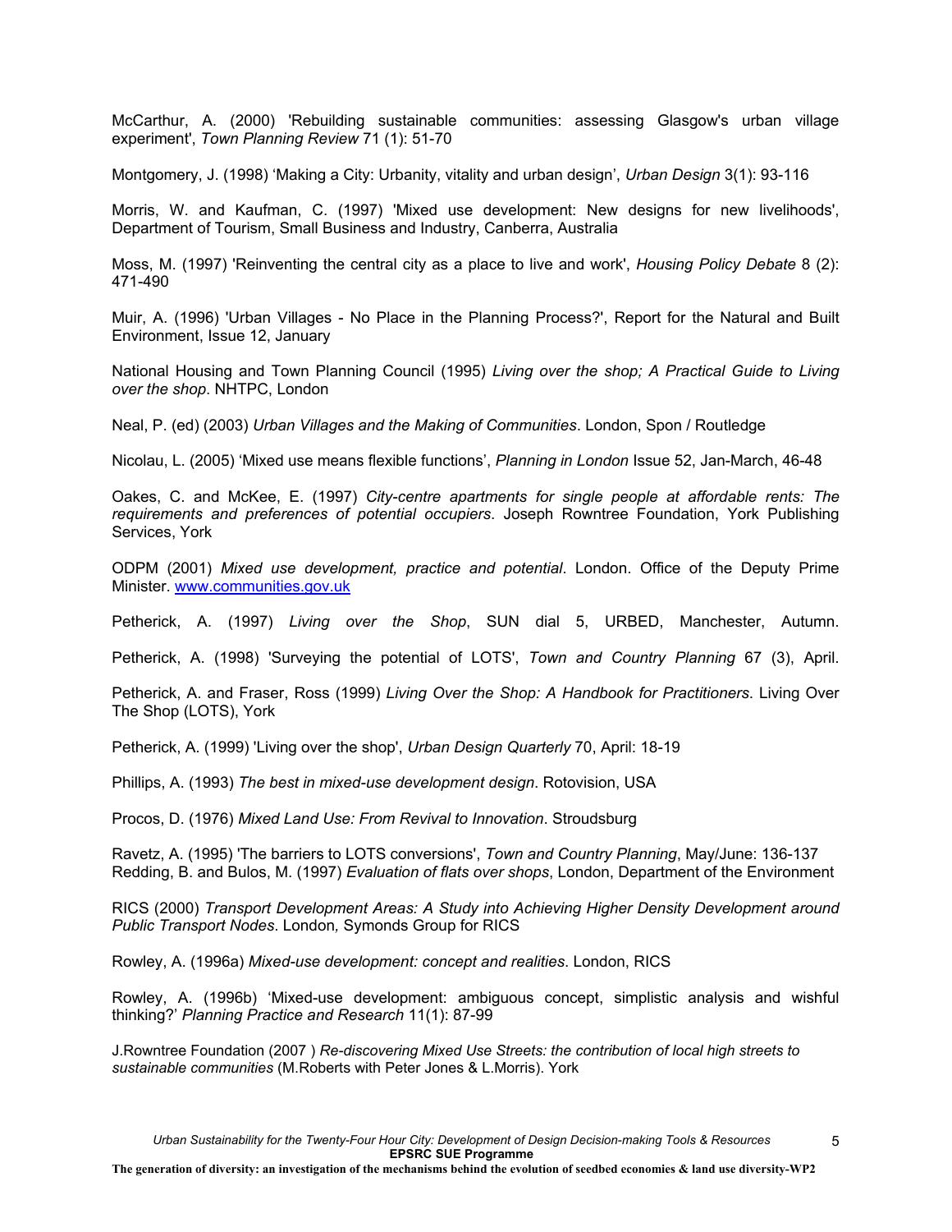McCarthur, A. (2000) 'Rebuilding sustainable communities: assessing Glasgow's urban village experiment', *Town Planning Review* 71 (1): 51-70

Montgomery, J. (1998) 'Making a City: Urbanity, vitality and urban design', *Urban Design* 3(1): 93-116

Morris, W. and Kaufman, C. (1997) 'Mixed use development: New designs for new livelihoods', Department of Tourism, Small Business and Industry, Canberra, Australia

Moss, M. (1997) 'Reinventing the central city as a place to live and work', *Housing Policy Debate* 8 (2): 471-490

Muir, A. (1996) 'Urban Villages - No Place in the Planning Process?', Report for the Natural and Built Environment, Issue 12, January

National Housing and Town Planning Council (1995) *Living over the shop; A Practical Guide to Living over the shop*. NHTPC, London

Neal, P. (ed) (2003) *Urban Villages and the Making of Communities*. London, Spon / Routledge

Nicolau, L. (2005) 'Mixed use means flexible functions', *Planning in London* Issue 52, Jan-March, 46-48

Oakes, C. and McKee, E. (1997) *City-centre apartments for single people at affordable rents: The requirements and preferences of potential occupiers*. Joseph Rowntree Foundation, York Publishing Services, York

ODPM (2001) *Mixed use development, practice and potential*. London. Office of the Deputy Prime Minister. www.communities.gov.uk

Petherick, A. (1997) *Living over the Shop*, SUN dial 5, URBED, Manchester, Autumn.

Petherick, A. (1998) 'Surveying the potential of LOTS', *Town and Country Planning* 67 (3), April.

Petherick, A. and Fraser, Ross (1999) *Living Over the Shop: A Handbook for Practitioners*. Living Over The Shop (LOTS), York

Petherick, A. (1999) 'Living over the shop', *Urban Design Quarterly* 70, April: 18-19

Phillips, A. (1993) *The best in mixed-use development design*. Rotovision, USA

Procos, D. (1976) *Mixed Land Use: From Revival to Innovation*. Stroudsburg

Ravetz, A. (1995) 'The barriers to LOTS conversions', *Town and Country Planning*, May/June: 136-137

Redding, B. and Bulos, M. (1997) *Evaluation of flats over shops*, London, Department of the Environment

RICS (2000) *Transport Development Areas: A Study into Achieving Higher Density Development around Public Transport Nodes*. London, Symonds Group for RICS

Rowley, A. (1996a) *Mixed-use development: concept and realities*. London, RICS

Rowley, A. (1996b) 'Mixed-use development: ambiguous concept, simplistic analysis and wishful thinking?' *Planning Practice and Research* 11(1): 87-99

J.Rowntree Foundation (2007 ) *Re-discovering Mixed Use Streets: the contribution of local high streets to sustainable communities* (M.Roberts with Peter Jones & L.Morris). York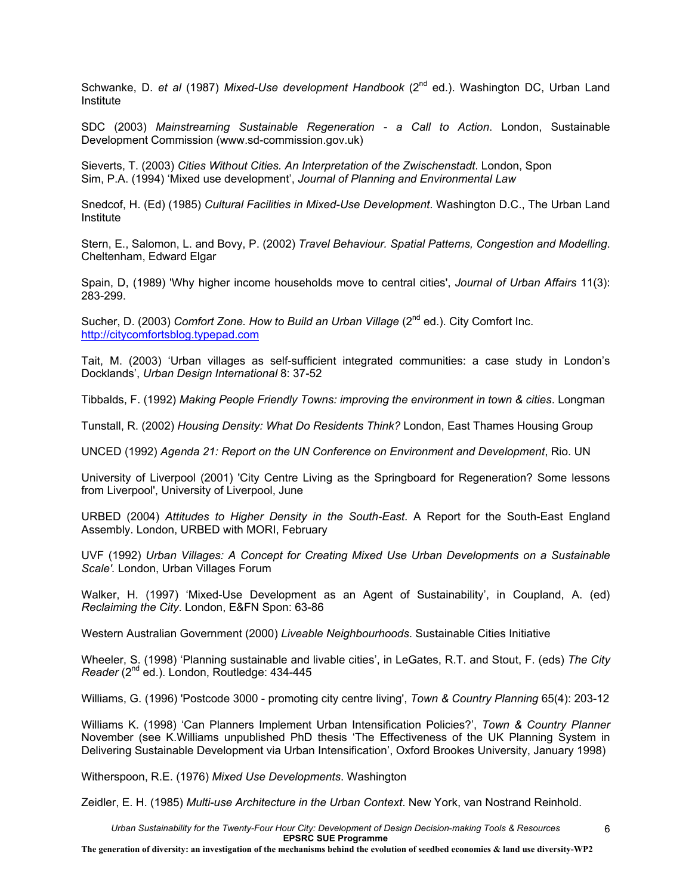Schwanke, D. *et al* (1987) *Mixed-Use development Handbook* (2nd ed.). Washington DC, Urban Land Institute

SDC (2003) *Mainstreaming Sustainable Regeneration - a Call to Action*. London, Sustainable Development Commission (www.sd-commission.gov.uk)

Sieverts, T. (2003) *Cities Without Cities. An Interpretation of the Zwischenstadt*. London, Spon
Sim, P.A. (1994) 'Mixed use development', *Journal of Planning and Environmental Law*

Snedcof, H. (Ed) (1985) *Cultural Facilities in Mixed-Use Development*. Washington D.C., The Urban Land Institute

Stern, E., Salomon, L. and Bovy, P. (2002) *Travel Behaviour. Spatial Patterns, Congestion and Modelling*. Cheltenham, Edward Elgar

Spain, D, (1989) 'Why higher income households move to central cities', *Journal of Urban Affairs* 11(3): 283-299.

Sucher, D. (2003) *Comfort Zone. How to Build an Urban Village* (2nd ed.). City Comfort Inc. http://citycomfortsblog.typepad.com

Tait, M. (2003) 'Urban villages as self-sufficient integrated communities: a case study in London's Docklands', *Urban Design International* 8: 37-52

Tibbalds, F. (1992) *Making People Friendly Towns: improving the environment in town & cities*. Longman

Tunstall, R. (2002) *Housing Density: What Do Residents Think?* London, East Thames Housing Group

UNCED (1992) *Agenda 21: Report on the UN Conference on Environment and Development*, Rio. UN

University of Liverpool (2001) 'City Centre Living as the Springboard for Regeneration? Some lessons from Liverpool', University of Liverpool, June

URBED (2004) *Attitudes to Higher Density in the South-East*. A Report for the South-East England Assembly. London, URBED with MORI, February

UVF (1992) *Urban Villages: A Concept for Creating Mixed Use Urban Developments on a Sustainable Scale'.* London, Urban Villages Forum

Walker, H. (1997) 'Mixed-Use Development as an Agent of Sustainability', in Coupland, A. (ed) *Reclaiming the City*. London, E&FN Spon: 63-86

Western Australian Government (2000) *Liveable Neighbourhoods*. Sustainable Cities Initiative

Wheeler, S. (1998) 'Planning sustainable and livable cities', in LeGates, R.T. and Stout, F. (eds) *The City Reader* (2nd ed.). London, Routledge: 434-445

Williams, G. (1996) 'Postcode 3000 - promoting city centre living', *Town & Country Planning* 65(4): 203-12

Williams K. (1998) 'Can Planners Implement Urban Intensification Policies?', *Town & Country Planner* November (see K.Williams unpublished PhD thesis 'The Effectiveness of the UK Planning System in Delivering Sustainable Development via Urban Intensification', Oxford Brookes University, January 1998)

Witherspoon, R.E. (1976) *Mixed Use Developments*. Washington

Zeidler, E. H. (1985) *Multi-use Architecture in the Urban Context*. New York, van Nostrand Reinhold.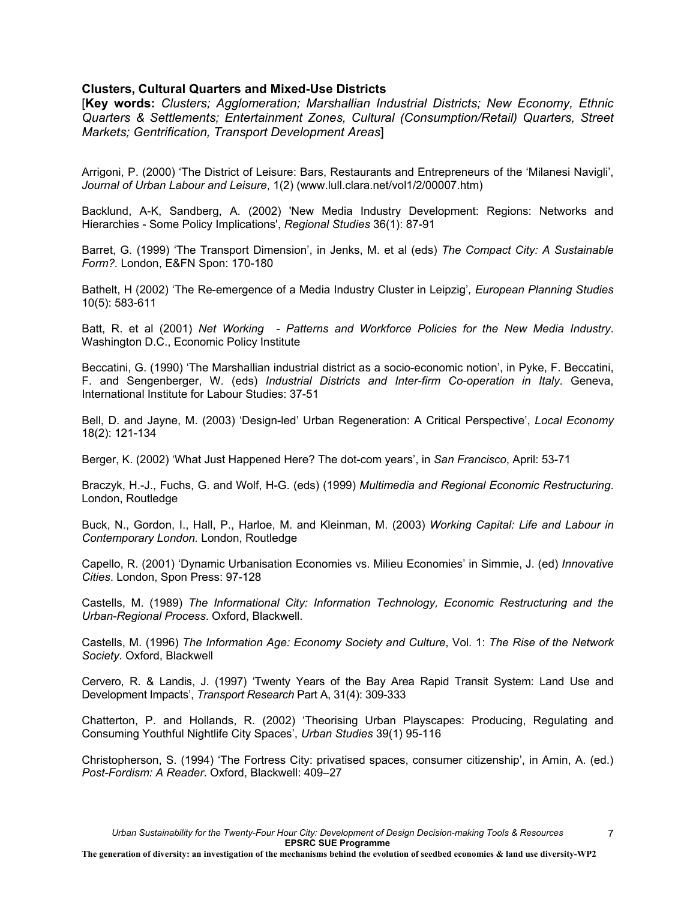**Clusters, Cultural Quarters and Mixed-Use Districts**

[**Key words:** *Clusters; Agglomeration; Marshallian Industrial Districts; New Economy, Ethnic Quarters & Settlements; Entertainment Zones, Cultural (Consumption/Retail) Quarters, Street Markets; Gentrification, Transport Development Areas*]

Arrigoni, P. (2000) 'The District of Leisure: Bars, Restaurants and Entrepreneurs of the 'Milanesi Navigli', *Journal of Urban Labour and Leisure*, 1(2) (www.lull.clara.net/vol1/2/00007.htm)

Backlund, A-K, Sandberg, A. (2002) 'New Media Industry Development: Regions: Networks and Hierarchies - Some Policy Implications', *Regional Studies* 36(1): 87-91

Barret, G. (1999) 'The Transport Dimension', in Jenks, M. et al (eds) *The Compact City: A Sustainable Form?*. London, E&FN Spon: 170-180

Bathelt, H (2002) 'The Re-emergence of a Media Industry Cluster in Leipzig', *European Planning Studies* 10(5): 583-611

Batt, R. et al (2001) *Net Working - Patterns and Workforce Policies for the New Media Industry*. Washington D.C., Economic Policy Institute

Beccatini, G. (1990) 'The Marshallian industrial district as a socio-economic notion', in Pyke, F. Beccatini, F. and Sengenberger, W. (eds) *Industrial Districts and Inter-firm Co-operation in Italy*. Geneva, International Institute for Labour Studies: 37-51

Bell, D. and Jayne, M. (2003) 'Design-led' Urban Regeneration: A Critical Perspective', *Local Economy* 18(2): 121-134

Berger, K. (2002) 'What Just Happened Here? The dot-com years', in *San Francisco*, April: 53-71

Braczyk, H.-J., Fuchs, G. and Wolf, H-G. (eds) (1999) *Multimedia and Regional Economic Restructuring*. London, Routledge

Buck, N., Gordon, I., Hall, P., Harloe, M. and Kleinman, M. (2003) *Working Capital: Life and Labour in Contemporary London.* London, Routledge

Capello, R. (2001) 'Dynamic Urbanisation Economies vs. Milieu Economies' in Simmie, J. (ed) *Innovative Cities*. London, Spon Press: 97-128

Castells, M. (1989) *The Informational City: Information Technology, Economic Restructuring and the Urban-Regional Process*. Oxford, Blackwell.

Castells, M. (1996) *The Information Age: Economy Society and Culture*, Vol. 1: *The Rise of the Network Society*. Oxford, Blackwell

Cervero, R. & Landis, J. (1997) 'Twenty Years of the Bay Area Rapid Transit System: Land Use and Development Impacts', *Transport Research* Part A, 31(4): 309-333

Chatterton, P. and Hollands, R. (2002) 'Theorising Urban Playscapes: Producing, Regulating and Consuming Youthful Nightlife City Spaces', *Urban Studies* 39(1) 95-116

Christopherson, S. (1994) 'The Fortress City: privatised spaces, consumer citizenship', in Amin, A. (ed.) *Post-Fordism: A Reader*. Oxford, Blackwell: 409–27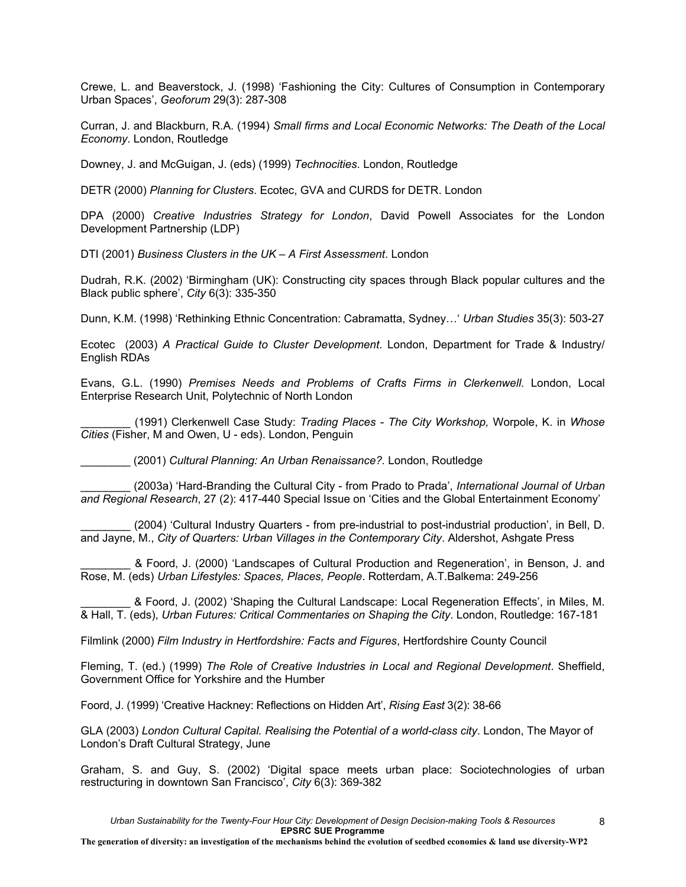Crewe, L. and Beaverstock, J. (1998) 'Fashioning the City: Cultures of Consumption in Contemporary Urban Spaces', *Geoforum* 29(3): 287-308

Curran, J. and Blackburn, R.A. (1994) *Small firms and Local Economic Networks: The Death of the Local Economy*. London, Routledge

Downey, J. and McGuigan, J. (eds) (1999) *Technocities*. London, Routledge

DETR (2000) *Planning for Clusters*. Ecotec, GVA and CURDS for DETR. London

DPA (2000) *Creative Industries Strategy for London*, David Powell Associates for the London Development Partnership (LDP)

DTI (2001) *Business Clusters in the UK – A First Assessment*. London

Dudrah, R.K. (2002) 'Birmingham (UK): Constructing city spaces through Black popular cultures and the Black public sphere', *City* 6(3): 335-350

Dunn, K.M. (1998) 'Rethinking Ethnic Concentration: Cabramatta, Sydney…' *Urban Studies* 35(3): 503-27

Ecotec (2003) *A Practical Guide to Cluster Development*. London, Department for Trade & Industry/ English RDAs

Evans, G.L. (1990) *Premises Needs and Problems of Crafts Firms in Clerkenwell*. London, Local Enterprise Research Unit, Polytechnic of North London

________ (1991) Clerkenwell Case Study: *Trading Places - The City Workshop,* Worpole, K. in *Whose Cities* (Fisher, M and Owen, U - eds). London, Penguin

________ (2001) *Cultural Planning: An Urban Renaissance?.* London, Routledge

________ (2003a) 'Hard-Branding the Cultural City - from Prado to Prada', *International Journal of Urban and Regional Research*, 27 (2): 417-440 Special Issue on 'Cities and the Global Entertainment Economy'

________ (2004) 'Cultural Industry Quarters - from pre-industrial to post-industrial production', in Bell, D. and Jayne, M., *City of Quarters: Urban Villages in the Contemporary City*. Aldershot, Ashgate Press

________ & Foord, J. (2000) 'Landscapes of Cultural Production and Regeneration', in Benson, J. and Rose, M. (eds) *Urban Lifestyles: Spaces, Places, People*. Rotterdam, A.T.Balkema: 249-256

________ & Foord, J. (2002) 'Shaping the Cultural Landscape: Local Regeneration Effects', in Miles, M. & Hall, T. (eds), *Urban Futures: Critical Commentaries on Shaping the City*. London, Routledge: 167-181

Filmlink (2000) *Film Industry in Hertfordshire: Facts and Figures*, Hertfordshire County Council

Fleming, T. (ed.) (1999) *The Role of Creative Industries in Local and Regional Development*. Sheffield, Government Office for Yorkshire and the Humber

Foord, J. (1999) 'Creative Hackney: Reflections on Hidden Art', *Rising East* 3(2): 38-66

GLA (2003) *London Cultural Capital. Realising the Potential of a world-class city*. London, The Mayor of London's Draft Cultural Strategy, June

Graham, S. and Guy, S. (2002) 'Digital space meets urban place: Sociotechnologies of urban restructuring in downtown San Francisco', *City* 6(3): 369-382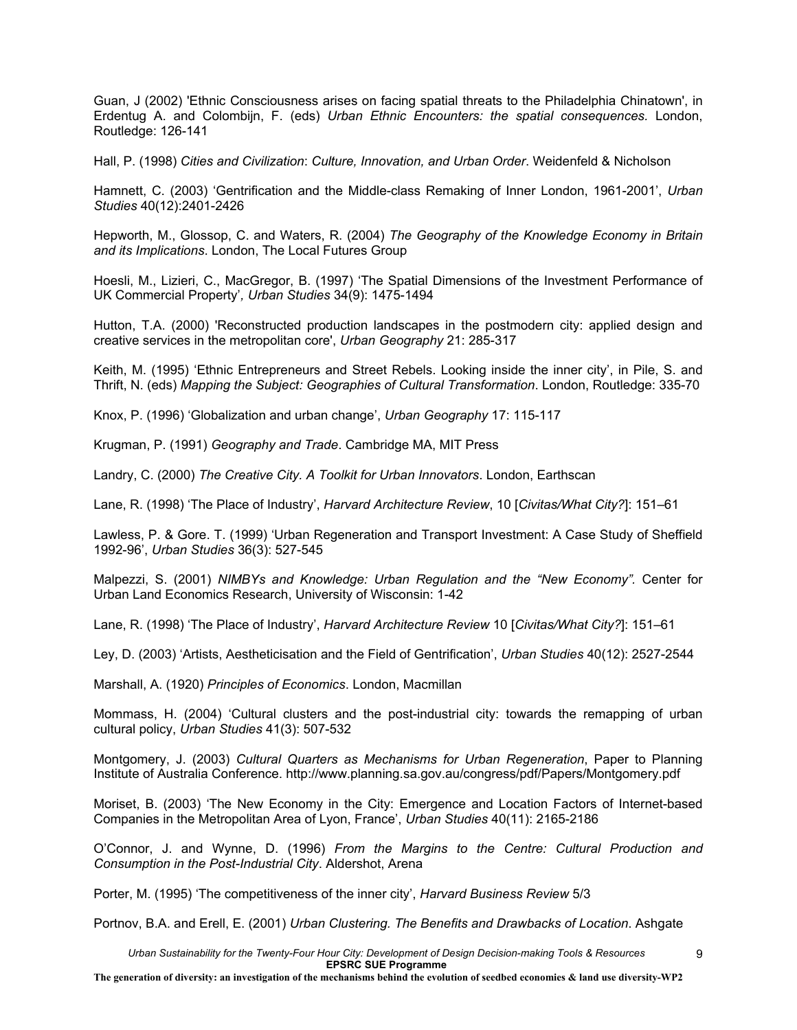Guan, J (2002) 'Ethnic Consciousness arises on facing spatial threats to the Philadelphia Chinatown', in Erdentug A. and Colombijn, F. (eds) *Urban Ethnic Encounters: the spatial consequences.* London, Routledge: 126-141

Hall, P. (1998) *Cities and Civilization*: *Culture, Innovation, and Urban Order*. Weidenfeld & Nicholson

Hamnett, C. (2003) 'Gentrification and the Middle-class Remaking of Inner London, 1961-2001', *Urban Studies* 40(12):2401-2426

Hepworth, M., Glossop, C. and Waters, R. (2004) *The Geography of the Knowledge Economy in Britain and its Implications*. London, The Local Futures Group

Hoesli, M., Lizieri, C., MacGregor, B. (1997) 'The Spatial Dimensions of the Investment Performance of UK Commercial Property'*, Urban Studies* 34(9): 1475-1494

Hutton, T.A. (2000) 'Reconstructed production landscapes in the postmodern city: applied design and creative services in the metropolitan core', *Urban Geography* 21: 285-317

Keith, M. (1995) 'Ethnic Entrepreneurs and Street Rebels. Looking inside the inner city', in Pile, S. and Thrift, N. (eds) *Mapping the Subject: Geographies of Cultural Transformation*. London, Routledge: 335-70

Knox, P. (1996) 'Globalization and urban change', *Urban Geography* 17: 115-117

Krugman, P. (1991) *Geography and Trade*. Cambridge MA, MIT Press

Landry, C. (2000) *The Creative City. A Toolkit for Urban Innovators*. London, Earthscan

Lane, R. (1998) 'The Place of Industry', *Harvard Architecture Review*, 10 [*Civitas/What City?*]: 151–61

Lawless, P. & Gore. T. (1999) 'Urban Regeneration and Transport Investment: A Case Study of Sheffield 1992-96', *Urban Studies* 36(3): 527-545

Malpezzi, S. (2001) *NIMBYs and Knowledge: Urban Regulation and the "New Economy".* Center for Urban Land Economics Research, University of Wisconsin: 1-42

Lane, R. (1998) 'The Place of Industry', *Harvard Architecture Review* 10 [*Civitas/What City?*]: 151–61

Ley, D. (2003) 'Artists, Aestheticisation and the Field of Gentrification', *Urban Studies* 40(12): 2527-2544

Marshall, A. (1920) *Principles of Economics*. London, Macmillan

Mommass, H. (2004) 'Cultural clusters and the post-industrial city: towards the remapping of urban cultural policy, *Urban Studies* 41(3): 507-532

Montgomery, J. (2003) *Cultural Quarters as Mechanisms for Urban Regeneration*, Paper to Planning Institute of Australia Conference. http://www.planning.sa.gov.au/congress/pdf/Papers/Montgomery.pdf

Moriset, B. (2003) 'The New Economy in the City: Emergence and Location Factors of Internet-based Companies in the Metropolitan Area of Lyon, France', *Urban Studies* 40(11): 2165-2186

O'Connor, J. and Wynne, D. (1996) *From the Margins to the Centre: Cultural Production and Consumption in the Post-Industrial City*. Aldershot, Arena

Porter, M. (1995) 'The competitiveness of the inner city', *Harvard Business Review* 5/3

Portnov, B.A. and Erell, E. (2001) *Urban Clustering. The Benefits and Drawbacks of Location*. Ashgate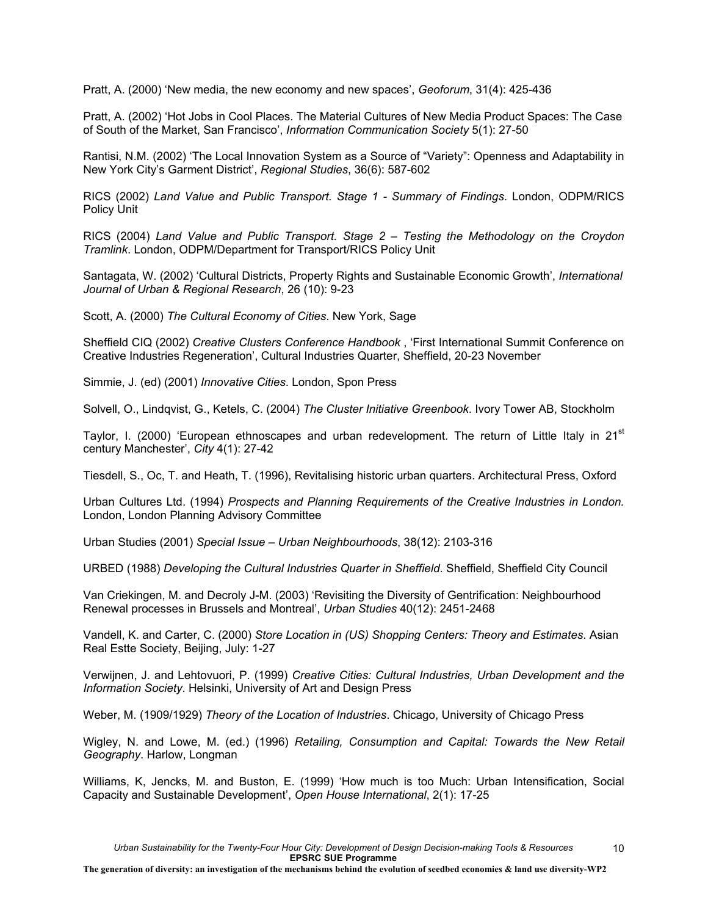Pratt, A. (2000) 'New media, the new economy and new spaces', *Geoforum*, 31(4): 425-436

Pratt, A. (2002) 'Hot Jobs in Cool Places. The Material Cultures of New Media Product Spaces: The Case of South of the Market, San Francisco', *Information Communication Society* 5(1): 27-50

Rantisi, N.M. (2002) 'The Local Innovation System as a Source of "Variety": Openness and Adaptability in New York City's Garment District', *Regional Studies*, 36(6): 587-602

RICS (2002) *Land Value and Public Transport. Stage 1 - Summary of Findings*. London, ODPM/RICS Policy Unit

RICS (2004) *Land Value and Public Transport. Stage 2 – Testing the Methodology on the Croydon Tramlink*. London, ODPM/Department for Transport/RICS Policy Unit

Santagata, W. (2002) 'Cultural Districts, Property Rights and Sustainable Economic Growth', *International Journal of Urban & Regional Research*, 26 (10): 9-23

Scott, A. (2000) *The Cultural Economy of Cities*. New York, Sage

Sheffield CIQ (2002) *Creative Clusters Conference Handbook* , 'First International Summit Conference on Creative Industries Regeneration', Cultural Industries Quarter, Sheffield, 20-23 November

Simmie, J. (ed) (2001) *Innovative Cities*. London, Spon Press

Solvell, O., Lindqvist, G., Ketels, C. (2004) *The Cluster Initiative Greenbook*. Ivory Tower AB, Stockholm

Taylor, I. (2000) 'European ethnoscapes and urban redevelopment. The return of Little Italy in 21st century Manchester', *City* 4(1): 27-42

Tiesdell, S., Oc, T. and Heath, T. (1996), Revitalising historic urban quarters. Architectural Press, Oxford

Urban Cultures Ltd. (1994) *Prospects and Planning Requirements of the Creative Industries in London.* London, London Planning Advisory Committee

Urban Studies (2001) *Special Issue – Urban Neighbourhoods*, 38(12): 2103-316

URBED (1988) *Developing the Cultural Industries Quarter in Sheffield*. Sheffield, Sheffield City Council

Van Criekingen, M. and Decroly J-M. (2003) 'Revisiting the Diversity of Gentrification: Neighbourhood Renewal processes in Brussels and Montreal', *Urban Studies* 40(12): 2451-2468

Vandell, K. and Carter, C. (2000) *Store Location in (US) Shopping Centers: Theory and Estimates*. Asian Real Estte Society, Beijing, July: 1-27

Verwijnen, J. and Lehtovuori, P. (1999) *Creative Cities: Cultural Industries, Urban Development and the Information Society*. Helsinki, University of Art and Design Press

Weber, M. (1909/1929) *Theory of the Location of Industries*. Chicago, University of Chicago Press

Wigley, N. and Lowe, M. (ed.) (1996) *Retailing, Consumption and Capital: Towards the New Retail Geography*. Harlow, Longman

Williams, K, Jencks, M. and Buston, E. (1999) 'How much is too Much: Urban Intensification, Social Capacity and Sustainable Development', *Open House International*, 2(1): 17-25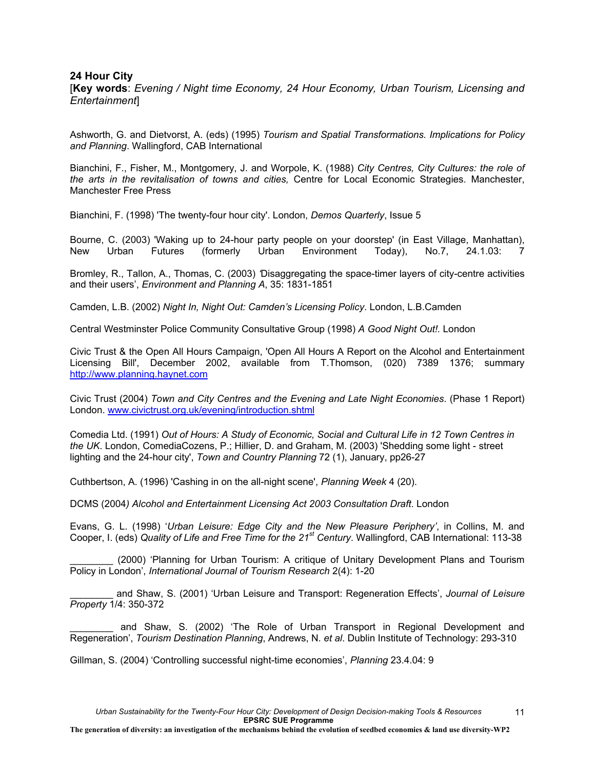**24 Hour City**

[**Key words**: *Evening / Night time Economy, 24 Hour Economy, Urban Tourism, Licensing and Entertainment*]

Ashworth, G. and Dietvorst, A. (eds) (1995) *Tourism and Spatial Transformations. Implications for Policy and Planning*. Wallingford, CAB International

Bianchini, F., Fisher, M., Montgomery, J. and Worpole, K. (1988) *City Centres, City Cultures: the role of the arts in the revitalisation of towns and cities,* Centre for Local Economic Strategies. Manchester, Manchester Free Press

Bianchini, F. (1998) 'The twenty-four hour city'. London, *Demos Quarterly*, Issue 5

Bourne, C. (2003) 'Waking up to 24-hour party people on your doorstep' (in East Village, Manhattan), New Urban Futures (formerly Urban Environment Today), No.7, 24.1.03: 7

Bromley, R., Tallon, A., Thomas, C. (2003) 'Disaggregating the space-timer layers of city-centre activities and their users', *Environment and Planning A*, 35: 1831-1851

Camden, L.B. (2002) *Night In, Night Out: Camden's Licensing Policy*. London, L.B.Camden

Central Westminster Police Community Consultative Group (1998) *A Good Night Out!.* London

Civic Trust & the Open All Hours Campaign, 'Open All Hours A Report on the Alcohol and Entertainment Licensing Bill', December 2002, available from T.Thomson, (020) 7389 1376; summary http://www.planning.haynet.com

Civic Trust (2004) *Town and City Centres and the Evening and Late Night Economies*. (Phase 1 Report) London. www.civictrust.org.uk/evening/introduction.shtml

Comedia Ltd. (1991) *Out of Hours: A Study of Economic, Social and Cultural Life in 12 Town Centres in the UK*. London, ComediaCozens, P.; Hillier, D. and Graham, M. (2003) 'Shedding some light - street lighting and the 24-hour city', *Town and Country Planning* 72 (1), January, pp26-27

Cuthbertson, A. (1996) 'Cashing in on the all-night scene', *Planning Week* 4 (20).

DCMS (2004*) Alcohol and Entertainment Licensing Act 2003 Consultation Draft*. London

Evans, G. L. (1998) '*Urban Leisure: Edge City and the New Pleasure Periphery'*, in Collins, M. and Cooper, I. (eds) *Quality of Life and Free Time for the 21st Century*. Wallingford, CAB International: 113-38

________ (2000) 'Planning for Urban Tourism: A critique of Unitary Development Plans and Tourism Policy in London', *International Journal of Tourism Research* 2(4): 1-20

________ and Shaw, S. (2001) 'Urban Leisure and Transport: Regeneration Effects', *Journal of Leisure Property* 1/4: 350-372

________ and Shaw, S. (2002) 'The Role of Urban Transport in Regional Development and Regeneration', *Tourism Destination Planning*, Andrews, N. *et al*. Dublin Institute of Technology: 293-310

Gillman, S. (2004) 'Controlling successful night-time economies', *Planning* 23.4.04: 9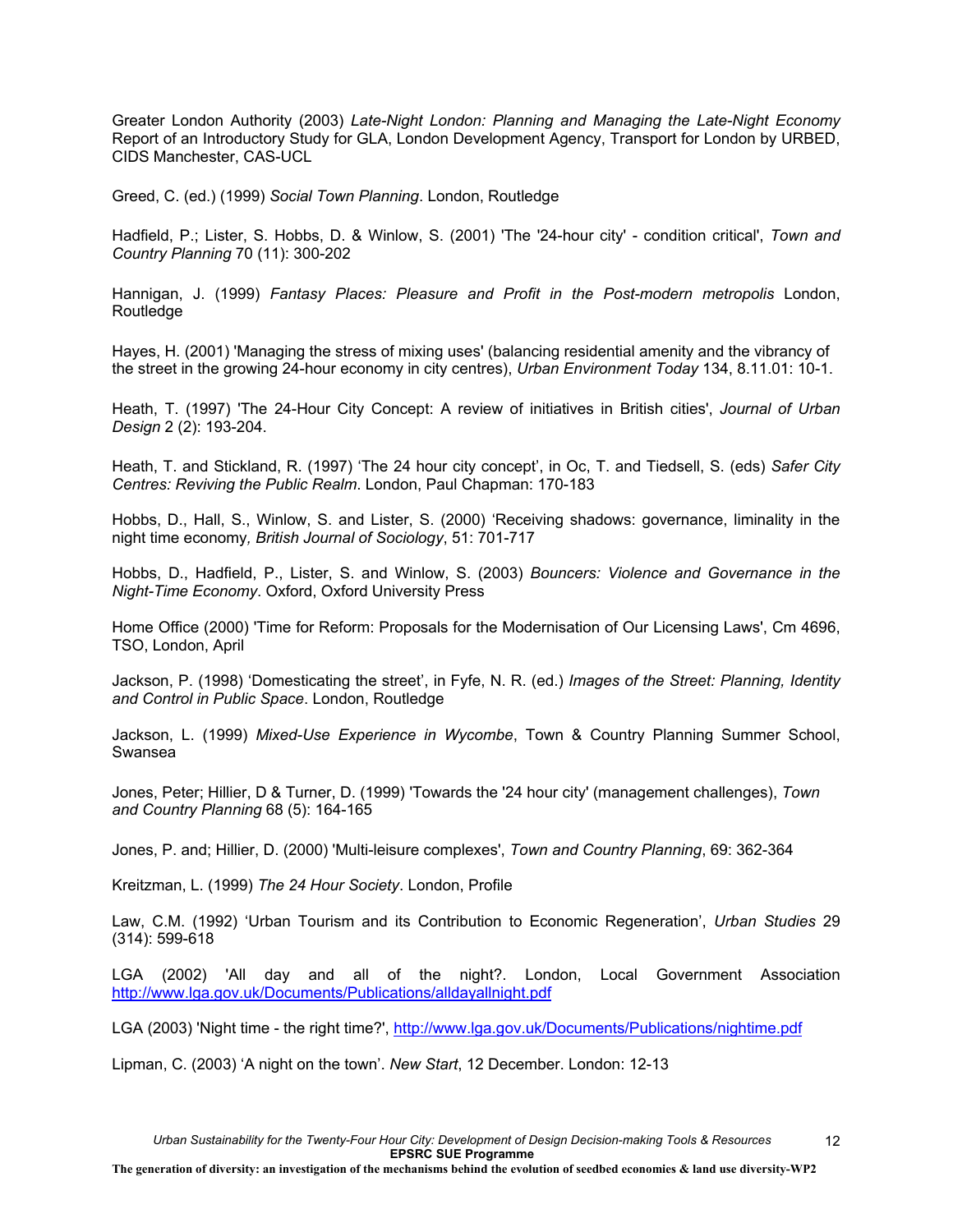Greater London Authority (2003) *Late-Night London: Planning and Managing the Late-Night Economy* Report of an Introductory Study for GLA, London Development Agency, Transport for London by URBED, CIDS Manchester, CAS-UCL

Greed, C. (ed.) (1999) *Social Town Planning*. London, Routledge

Hadfield, P.; Lister, S. Hobbs, D. & Winlow, S. (2001) 'The '24-hour city' - condition critical', *Town and Country Planning* 70 (11): 300-202

Hannigan, J. (1999) *Fantasy Places: Pleasure and Profit in the Post-modern metropolis* London, Routledge

Hayes, H. (2001) 'Managing the stress of mixing uses' (balancing residential amenity and the vibrancy of the street in the growing 24-hour economy in city centres), *Urban Environment Today* 134, 8.11.01: 10-1.

Heath, T. (1997) 'The 24-Hour City Concept: A review of initiatives in British cities', *Journal of Urban Design* 2 (2): 193-204.

Heath, T. and Stickland, R. (1997) 'The 24 hour city concept', in Oc, T. and Tiedsell, S. (eds) *Safer City Centres: Reviving the Public Realm*. London, Paul Chapman: 170-183

Hobbs, D., Hall, S., Winlow, S. and Lister, S. (2000) 'Receiving shadows: governance, liminality in the night time economy*, British Journal of Sociology*, 51: 701-717

Hobbs, D., Hadfield, P., Lister, S. and Winlow, S. (2003) *Bouncers: Violence and Governance in the Night-Time Economy*. Oxford, Oxford University Press

Home Office (2000) 'Time for Reform: Proposals for the Modernisation of Our Licensing Laws', Cm 4696, TSO, London, April

Jackson, P. (1998) 'Domesticating the street', in Fyfe, N. R. (ed.) *Images of the Street: Planning, Identity and Control in Public Space*. London, Routledge

Jackson, L. (1999) *Mixed-Use Experience in Wycombe*, Town & Country Planning Summer School, Swansea

Jones, Peter; Hillier, D & Turner, D. (1999) 'Towards the '24 hour city' (management challenges), *Town and Country Planning* 68 (5): 164-165

Jones, P. and; Hillier, D. (2000) 'Multi-leisure complexes', *Town and Country Planning*, 69: 362-364

Kreitzman, L. (1999) *The 24 Hour Society*. London, Profile

Law, C.M. (1992) 'Urban Tourism and its Contribution to Economic Regeneration', *Urban Studies* 29 (314): 599-618

LGA (2002) 'All day and all of the night?. London, Local Government Association http://www.lga.gov.uk/Documents/Publications/alldayallnight.pdf

LGA (2003) 'Night time - the right time?', http://www.lga.gov.uk/Documents/Publications/nightime.pdf

Lipman, C. (2003) 'A night on the town'. *New Start*, 12 December. London: 12-13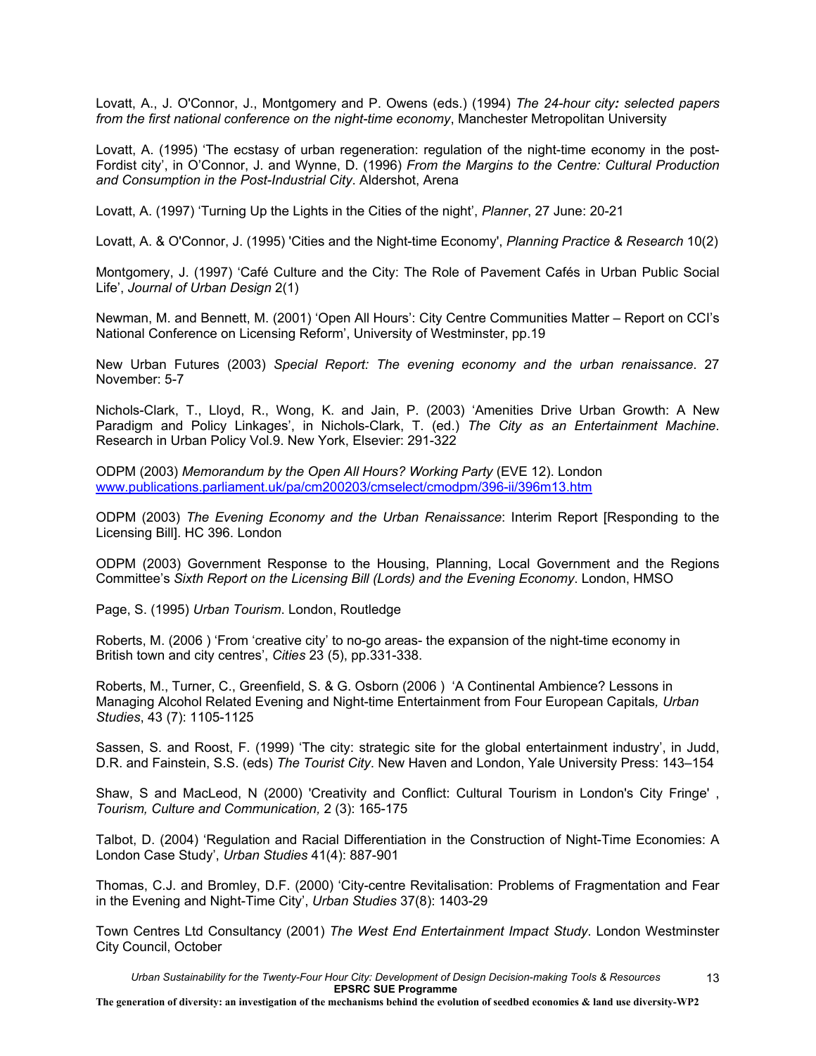Lovatt, A., J. O'Connor, J., Montgomery and P. Owens (eds.) (1994) *The 24-hour city: selected papers from the first national conference on the night-time economy*, Manchester Metropolitan University

Lovatt, A. (1995) 'The ecstasy of urban regeneration: regulation of the night-time economy in the post-Fordist city', in O'Connor, J. and Wynne, D. (1996) *From the Margins to the Centre: Cultural Production and Consumption in the Post-Industrial City*. Aldershot, Arena

Lovatt, A. (1997) 'Turning Up the Lights in the Cities of the night', *Planner*, 27 June: 20-21

Lovatt, A. & O'Connor, J. (1995) 'Cities and the Night-time Economy', *Planning Practice & Research* 10(2)

Montgomery, J. (1997) 'Café Culture and the City: The Role of Pavement Cafés in Urban Public Social Life', *Journal of Urban Design* 2(1)

Newman, M. and Bennett, M. (2001) 'Open All Hours': City Centre Communities Matter – Report on CCI's National Conference on Licensing Reform', University of Westminster, pp.19

New Urban Futures (2003) *Special Report: The evening economy and the urban renaissance*. 27 November: 5-7

Nichols-Clark, T., Lloyd, R., Wong, K. and Jain, P. (2003) 'Amenities Drive Urban Growth: A New Paradigm and Policy Linkages', in Nichols-Clark, T. (ed.) *The City as an Entertainment Machine*. Research in Urban Policy Vol.9. New York, Elsevier: 291-322

ODPM (2003) *Memorandum by the Open All Hours? Working Party* (EVE 12). London www.publications.parliament.uk/pa/cm200203/cmselect/cmodpm/396-ii/396m13.htm

ODPM (2003) *The Evening Economy and the Urban Renaissance*: Interim Report [Responding to the Licensing Bill]. HC 396. London

ODPM (2003) Government Response to the Housing, Planning, Local Government and the Regions Committee's *Sixth Report on the Licensing Bill (Lords) and the Evening Economy*. London, HMSO

Page, S. (1995) *Urban Tourism*. London, Routledge

Roberts, M. (2006 ) 'From 'creative city' to no-go areas- the expansion of the night-time economy in British town and city centres', *Cities* 23 (5), pp.331-338.

Roberts, M., Turner, C., Greenfield, S. & G. Osborn (2006 ) 'A Continental Ambience? Lessons in Managing Alcohol Related Evening and Night-time Entertainment from Four European Capitals*, Urban Studies*, 43 (7): 1105-1125

Sassen, S. and Roost, F. (1999) 'The city: strategic site for the global entertainment industry', in Judd, D.R. and Fainstein, S.S. (eds) *The Tourist City*. New Haven and London, Yale University Press: 143–154

Shaw, S and MacLeod, N (2000) 'Creativity and Conflict: Cultural Tourism in London's City Fringe' , *Tourism, Culture and Communication,* 2 (3): 165-175

Talbot, D. (2004) 'Regulation and Racial Differentiation in the Construction of Night-Time Economies: A London Case Study', *Urban Studies* 41(4): 887-901

Thomas, C.J. and Bromley, D.F. (2000) 'City-centre Revitalisation: Problems of Fragmentation and Fear in the Evening and Night-Time City', *Urban Studies* 37(8): 1403-29

Town Centres Ltd Consultancy (2001) *The West End Entertainment Impact Study*. London Westminster City Council, October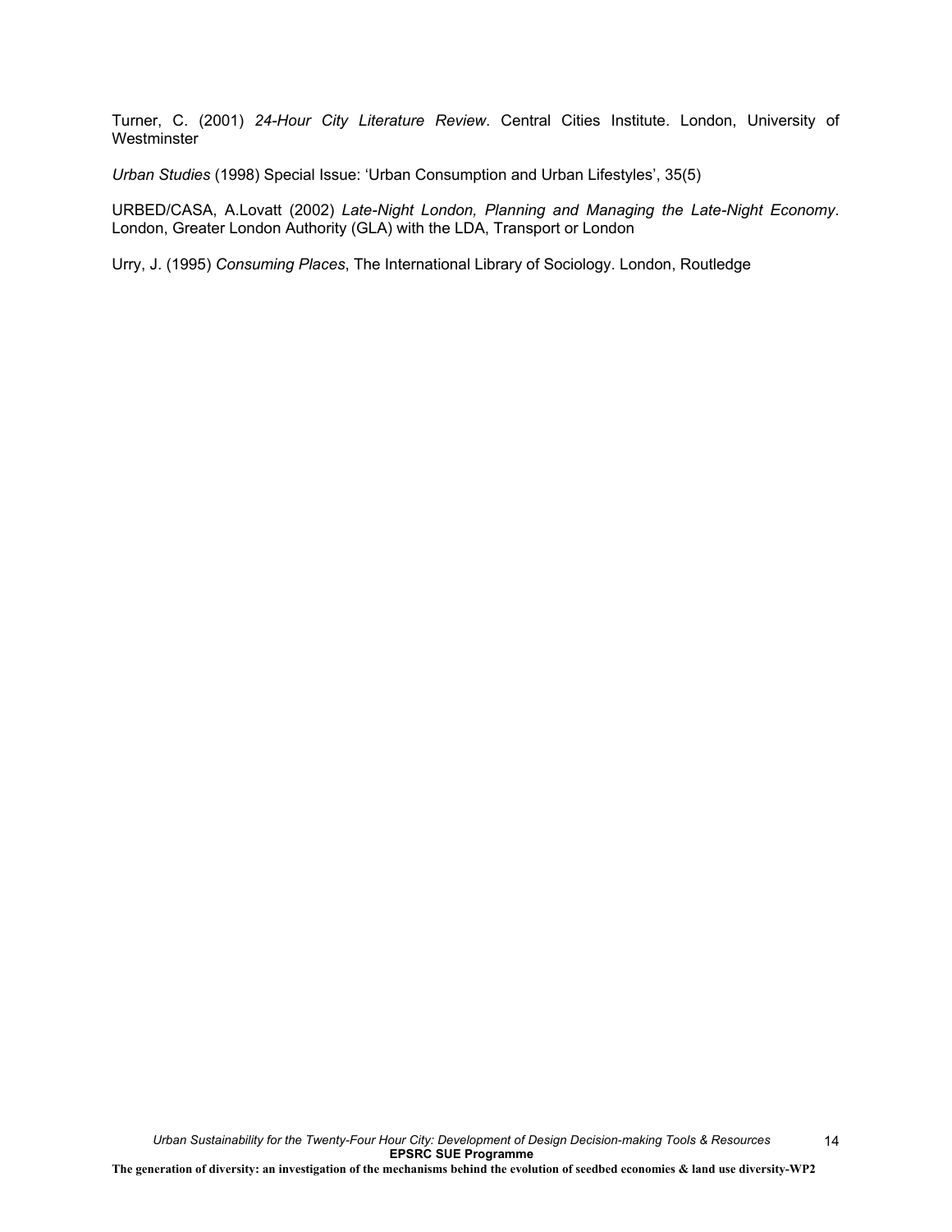Turner, C. (2001) *24-Hour City Literature Review*. Central Cities Institute. London, University of Westminster

*Urban Studies* (1998) Special Issue: 'Urban Consumption and Urban Lifestyles', 35(5)

URBED/CASA, A.Lovatt (2002) *Late-Night London, Planning and Managing the Late-Night Economy*. London, Greater London Authority (GLA) with the LDA, Transport or London

Urry, J. (1995) *Consuming Places*, The International Library of Sociology. London, Routledge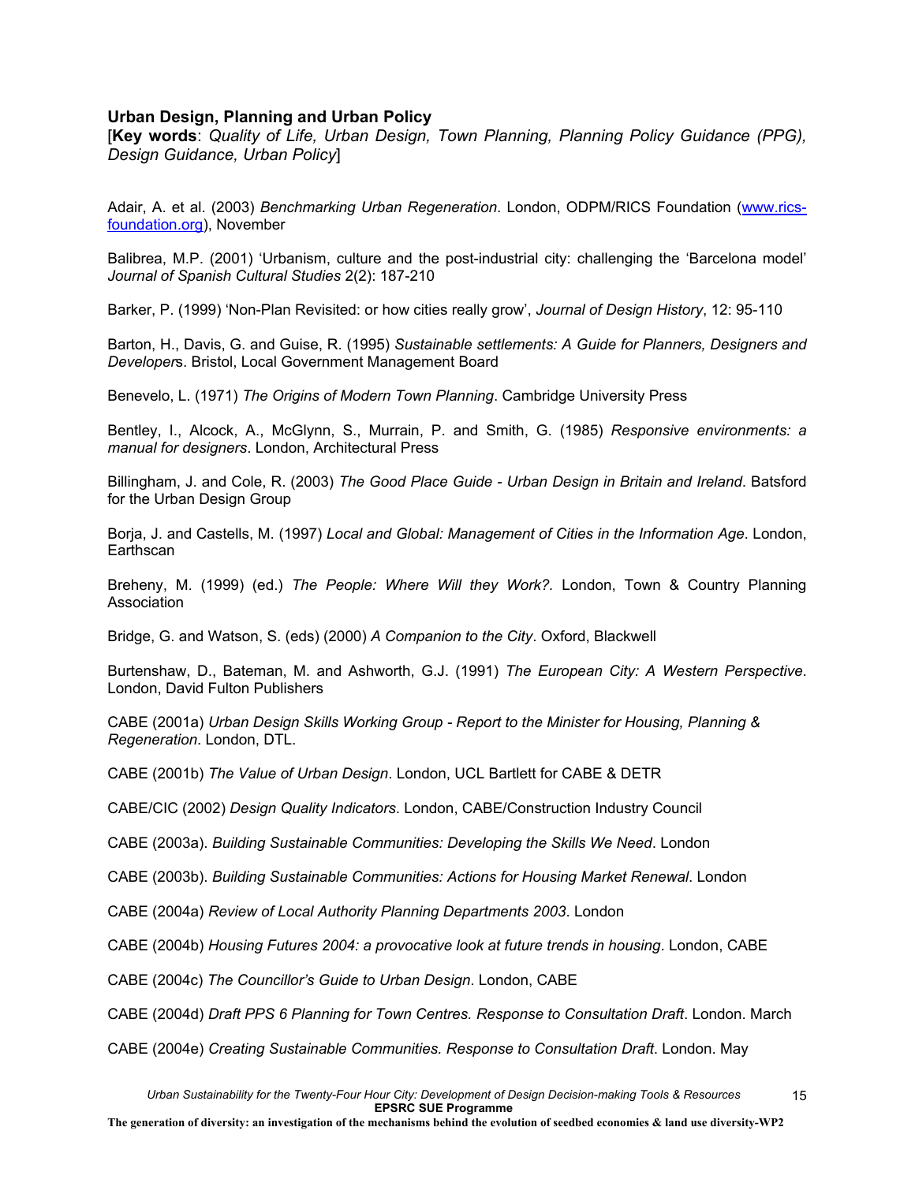### Urban Design, Planning and Urban Policy

[**Key words**: *Quality of Life, Urban Design, Town Planning, Planning Policy Guidance (PPG), Design Guidance, Urban Policy*]

Adair, A. et al. (2003) *Benchmarking Urban Regeneration*. London, ODPM/RICS Foundation (www.rics-foundation.org), November

Balibrea, M.P. (2001) 'Urbanism, culture and the post-industrial city: challenging the 'Barcelona model' *Journal of Spanish Cultural Studies* 2(2): 187-210

Barker, P. (1999) 'Non-Plan Revisited: or how cities really grow', *Journal of Design History*, 12: 95-110

Barton, H., Davis, G. and Guise, R. (1995) *Sustainable settlements: A Guide for Planners, Designers and Developers*. Bristol, Local Government Management Board

Benevelo, L. (1971) *The Origins of Modern Town Planning*. Cambridge University Press

Bentley, I., Alcock, A., McGlynn, S., Murrain, P. and Smith, G. (1985) *Responsive environments: a manual for designers*. London, Architectural Press

Billingham, J. and Cole, R. (2003) *The Good Place Guide - Urban Design in Britain and Ireland*. Batsford for the Urban Design Group

Borja, J. and Castells, M. (1997) *Local and Global: Management of Cities in the Information Age*. London, Earthscan

Breheny, M. (1999) (ed.) *The People: Where Will they Work?*. London, Town & Country Planning Association

Bridge, G. and Watson, S. (eds) (2000) *A Companion to the City*. Oxford, Blackwell

Burtenshaw, D., Bateman, M. and Ashworth, G.J. (1991) *The European City: A Western Perspective*. London, David Fulton Publishers

CABE (2001a) *Urban Design Skills Working Group - Report to the Minister for Housing, Planning & Regeneration*. London, DTL.

CABE (2001b) *The Value of Urban Design*. London, UCL Bartlett for CABE & DETR

CABE/CIC (2002) *Design Quality Indicators*. London, CABE/Construction Industry Council

CABE (2003a). *Building Sustainable Communities: Developing the Skills We Need*. London

CABE (2003b). *Building Sustainable Communities: Actions for Housing Market Renewal*. London

CABE (2004a) *Review of Local Authority Planning Departments 2003*. London

CABE (2004b) *Housing Futures 2004: a provocative look at future trends in housing*. London, CABE

CABE (2004c) *The Councillor's Guide to Urban Design*. London, CABE

CABE (2004d) *Draft PPS 6 Planning for Town Centres. Response to Consultation Draft*. London. March

CABE (2004e) *Creating Sustainable Communities. Response to Consultation Draft*. London. May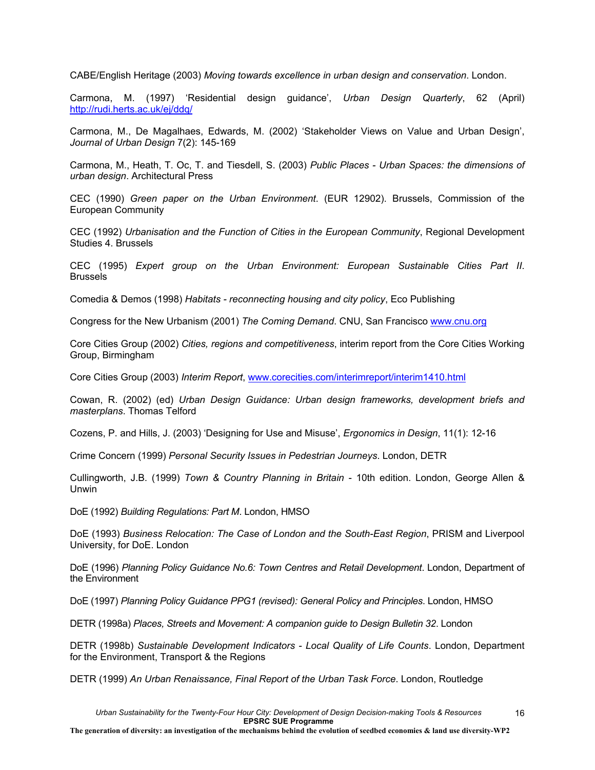CABE/English Heritage (2003) *Moving towards excellence in urban design and conservation*. London.

Carmona, M. (1997) 'Residential design guidance', *Urban Design Quarterly*, 62 (April) http://rudi.herts.ac.uk/ej/ddq/

Carmona, M., De Magalhaes, Edwards, M. (2002) 'Stakeholder Views on Value and Urban Design', *Journal of Urban Design* 7(2): 145-169

Carmona, M., Heath, T. Oc, T. and Tiesdell, S. (2003) *Public Places - Urban Spaces: the dimensions of urban design*. Architectural Press

CEC (1990) *Green paper on the Urban Environment*. (EUR 12902). Brussels, Commission of the European Community

CEC (1992) *Urbanisation and the Function of Cities in the European Community*, Regional Development Studies 4. Brussels

CEC (1995) *Expert group on the Urban Environment: European Sustainable Cities Part II*. Brussels

Comedia & Demos (1998) *Habitats - reconnecting housing and city policy*, Eco Publishing

Congress for the New Urbanism (2001) *The Coming Demand*. CNU, San Francisco www.cnu.org

Core Cities Group (2002) *Cities, regions and competitiveness*, interim report from the Core Cities Working Group, Birmingham

Core Cities Group (2003) *Interim Report*, www.corecities.com/interimreport/interim1410.html

Cowan, R. (2002) (ed) *Urban Design Guidance: Urban design frameworks, development briefs and masterplans*. Thomas Telford

Cozens, P. and Hills, J. (2003) 'Designing for Use and Misuse', *Ergonomics in Design*, 11(1): 12-16

Crime Concern (1999) *Personal Security Issues in Pedestrian Journeys*. London, DETR

Cullingworth, J.B. (1999) *Town & Country Planning in Britain* - 10th edition. London, George Allen & Unwin

DoE (1992) *Building Regulations: Part M*. London, HMSO

DoE (1993) *Business Relocation: The Case of London and the South-East Region*, PRISM and Liverpool University, for DoE. London

DoE (1996) *Planning Policy Guidance No.6: Town Centres and Retail Development*. London, Department of the Environment

DoE (1997) *Planning Policy Guidance PPG1 (revised): General Policy and Principles*. London, HMSO

DETR (1998a) *Places, Streets and Movement: A companion guide to Design Bulletin 32*. London

DETR (1998b) *Sustainable Development Indicators - Local Quality of Life Counts*. London, Department for the Environment, Transport & the Regions

DETR (1999) *An Urban Renaissance, Final Report of the Urban Task Force*. London, Routledge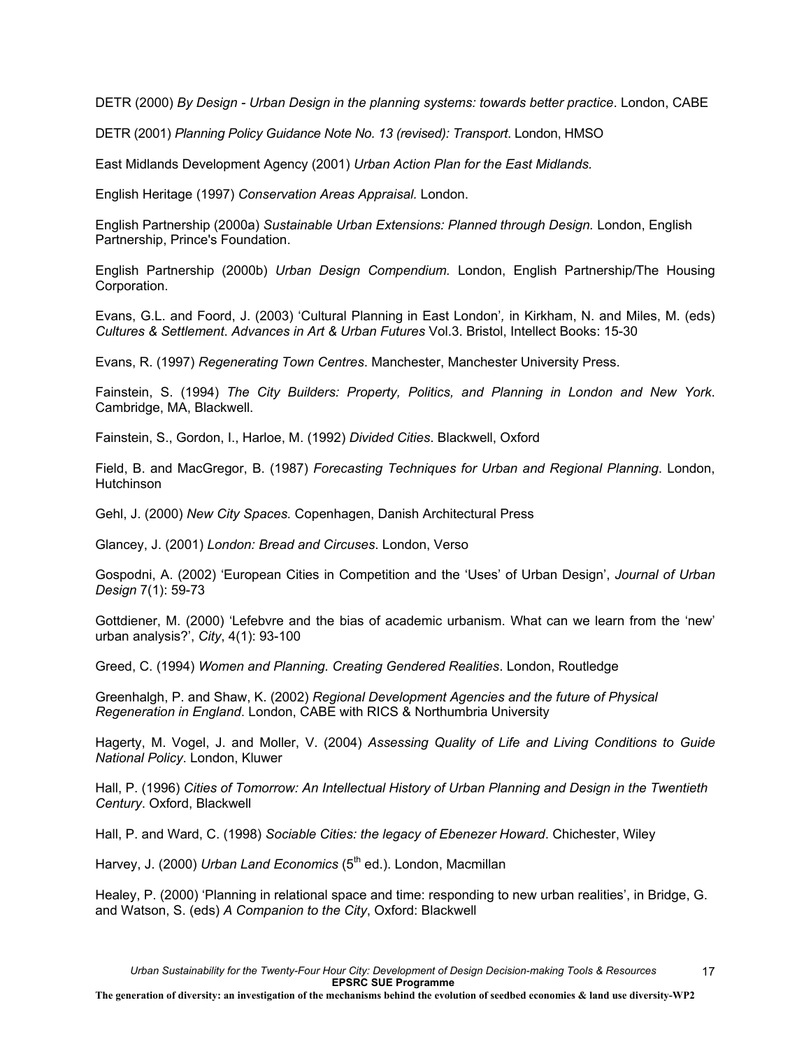DETR (2000) *By Design - Urban Design in the planning systems: towards better practice*. London, CABE

DETR (2001) *Planning Policy Guidance Note No. 13 (revised): Transport*. London, HMSO

East Midlands Development Agency (2001) *Urban Action Plan for the East Midlands.*

English Heritage (1997) *Conservation Areas Appraisal.* London.

English Partnership (2000a) *Sustainable Urban Extensions: Planned through Design.* London, English Partnership, Prince's Foundation.

English Partnership (2000b) *Urban Design Compendium.* London, English Partnership/The Housing Corporation.

Evans, G.L. and Foord, J. (2003) 'Cultural Planning in East London', in Kirkham, N. and Miles, M. (eds) *Cultures & Settlement*. *Advances in Art & Urban Futures* Vol.3. Bristol, Intellect Books: 15-30

Evans, R. (1997) *Regenerating Town Centres*. Manchester, Manchester University Press.

Fainstein, S. (1994) *The City Builders: Property, Politics, and Planning in London and New York*. Cambridge, MA, Blackwell.

Fainstein, S., Gordon, I., Harloe, M. (1992) *Divided Cities*. Blackwell, Oxford

Field, B. and MacGregor, B. (1987) *Forecasting Techniques for Urban and Regional Planning*. London, Hutchinson

Gehl, J. (2000) *New City Spaces.* Copenhagen, Danish Architectural Press

Glancey, J. (2001) *London: Bread and Circuses*. London, Verso

Gospodni, A. (2002) 'European Cities in Competition and the 'Uses' of Urban Design', *Journal of Urban Design* 7(1): 59-73

Gottdiener, M. (2000) 'Lefebvre and the bias of academic urbanism. What can we learn from the 'new' urban analysis?', *City*, 4(1): 93-100

Greed, C. (1994) *Women and Planning. Creating Gendered Realities*. London, Routledge

Greenhalgh, P. and Shaw, K. (2002) *Regional Development Agencies and the future of Physical Regeneration in England*. London, CABE with RICS & Northumbria University

Hagerty, M. Vogel, J. and Moller, V. (2004) *Assessing Quality of Life and Living Conditions to Guide National Policy*. London, Kluwer

Hall, P. (1996) *Cities of Tomorrow: An Intellectual History of Urban Planning and Design in the Twentieth Century*. Oxford, Blackwell

Hall, P. and Ward, C. (1998) *Sociable Cities: the legacy of Ebenezer Howard*. Chichester, Wiley

Harvey, J. (2000) *Urban Land Economics* (5th ed.). London, Macmillan

Healey, P. (2000) 'Planning in relational space and time: responding to new urban realities', in Bridge, G. and Watson, S. (eds) *A Companion to the City*, Oxford: Blackwell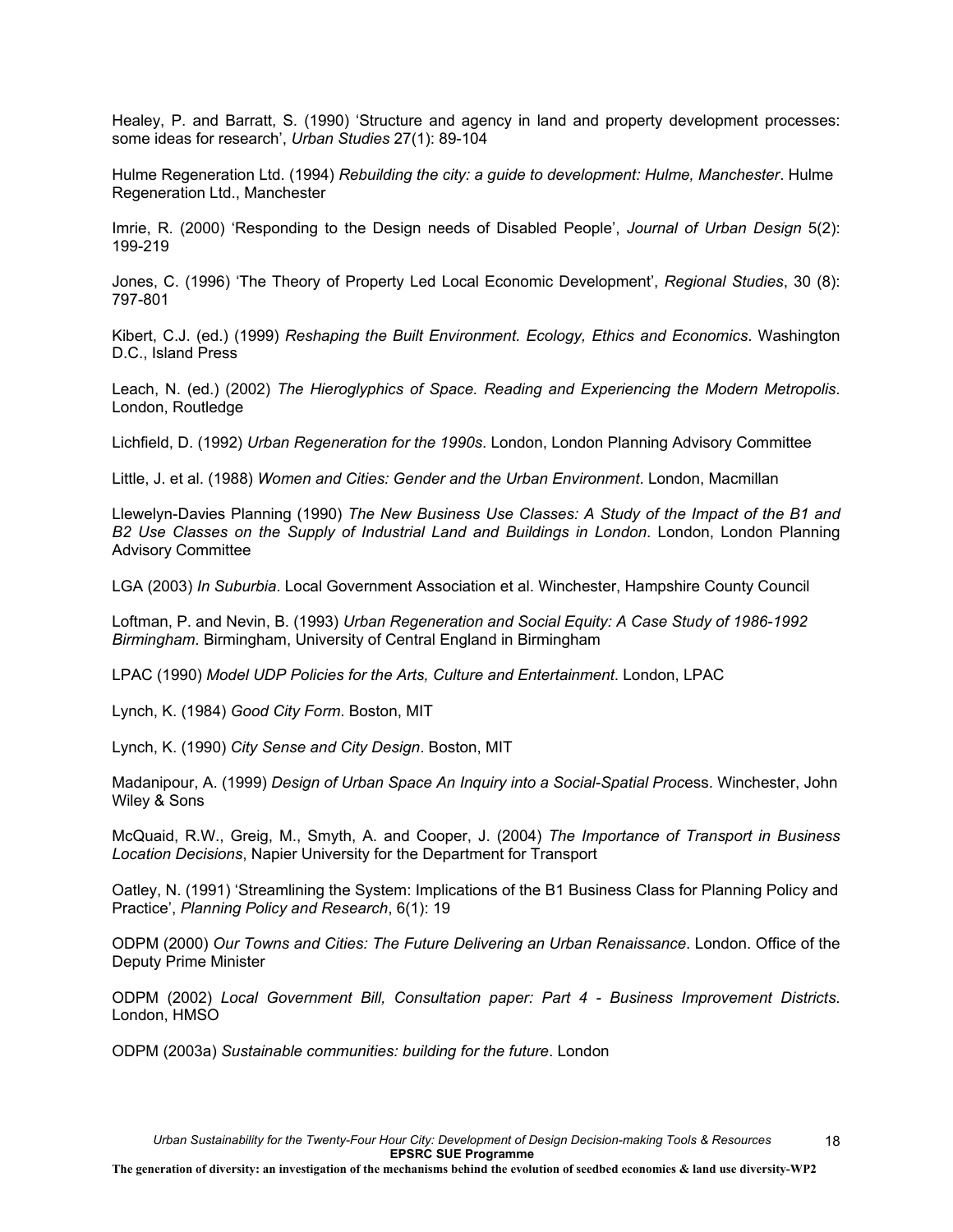Healey, P. and Barratt, S. (1990) 'Structure and agency in land and property development processes: some ideas for research', *Urban Studies* 27(1): 89-104

Hulme Regeneration Ltd. (1994) *Rebuilding the city: a guide to development: Hulme, Manchester*. Hulme Regeneration Ltd., Manchester

Imrie, R. (2000) 'Responding to the Design needs of Disabled People', *Journal of Urban Design* 5(2): 199-219

Jones, C. (1996) 'The Theory of Property Led Local Economic Development', *Regional Studies*, 30 (8): 797-801

Kibert, C.J. (ed.) (1999) *Reshaping the Built Environment. Ecology, Ethics and Economics*. Washington D.C., Island Press

Leach, N. (ed.) (2002) *The Hieroglyphics of Space. Reading and Experiencing the Modern Metropolis*. London, Routledge

Lichfield, D. (1992) *Urban Regeneration for the 1990s*. London, London Planning Advisory Committee

Little, J. et al. (1988) *Women and Cities: Gender and the Urban Environment*. London, Macmillan

Llewelyn-Davies Planning (1990) *The New Business Use Classes: A Study of the Impact of the B1 and B2 Use Classes on the Supply of Industrial Land and Buildings in London*. London, London Planning Advisory Committee

LGA (2003) *In Suburbia*. Local Government Association et al. Winchester, Hampshire County Council

Loftman, P. and Nevin, B. (1993) *Urban Regeneration and Social Equity: A Case Study of 1986-1992 Birmingham*. Birmingham, University of Central England in Birmingham

LPAC (1990) *Model UDP Policies for the Arts, Culture and Entertainment*. London, LPAC

Lynch, K. (1984) *Good City Form*. Boston, MIT

Lynch, K. (1990) *City Sense and City Design*. Boston, MIT

Madanipour, A. (1999) *Design of Urban Space An Inquiry into a Social-Spatial Proc*ess. Winchester, John Wiley & Sons

McQuaid, R.W., Greig, M., Smyth, A. and Cooper, J. (2004) *The Importance of Transport in Business Location Decisions*, Napier University for the Department for Transport

Oatley, N. (1991) 'Streamlining the System: Implications of the B1 Business Class for Planning Policy and Practice', *Planning Policy and Research*, 6(1): 19

ODPM (2000) *Our Towns and Cities: The Future Delivering an Urban Renaissance*. London. Office of the Deputy Prime Minister

ODPM (2002) *Local Government Bill, Consultation paper: Part 4 - Business Improvement Districts*. London, HMSO

ODPM (2003a) *Sustainable communities: building for the future*. London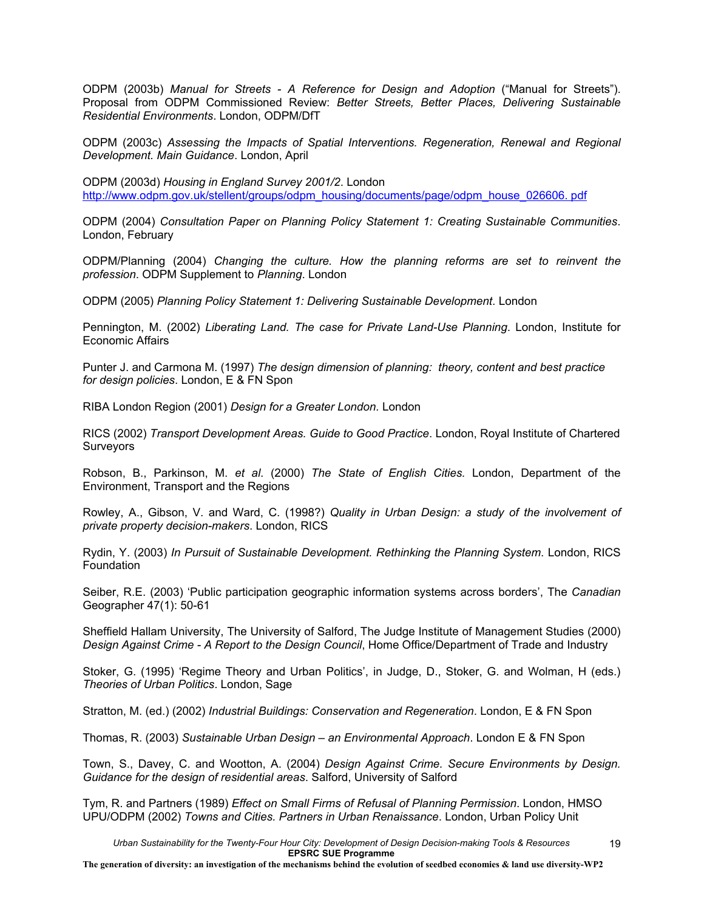ODPM (2003b) *Manual for Streets - A Reference for Design and Adoption* ("Manual for Streets"). Proposal from ODPM Commissioned Review: *Better Streets, Better Places, Delivering Sustainable Residential Environments*. London, ODPM/DfT

ODPM (2003c) *Assessing the Impacts of Spatial Interventions. Regeneration, Renewal and Regional Development. Main Guidance*. London, April

ODPM (2003d) *Housing in England Survey 2001/2*. London http://www.odpm.gov.uk/stellent/groups/odpm_housing/documents/page/odpm_house_026606. pdf

ODPM (2004) *Consultation Paper on Planning Policy Statement 1: Creating Sustainable Communities*. London, February

ODPM/Planning (2004) *Changing the culture. How the planning reforms are set to reinvent the profession*. ODPM Supplement to *Planning*. London

ODPM (2005) *Planning Policy Statement 1: Delivering Sustainable Development*. London

Pennington, M. (2002) *Liberating Land. The case for Private Land-Use Planning*. London, Institute for Economic Affairs

Punter J. and Carmona M. (1997) *The design dimension of planning: theory, content and best practice for design policies*. London, E & FN Spon

RIBA London Region (2001) *Design for a Greater London*. London

RICS (2002) *Transport Development Areas. Guide to Good Practice*. London, Royal Institute of Chartered Surveyors

Robson, B., Parkinson, M. *et al*. (2000) *The State of English Cities.* London, Department of the Environment, Transport and the Regions

Rowley, A., Gibson, V. and Ward, C. (1998?) *Quality in Urban Design: a study of the involvement of private property decision-makers*. London, RICS

Rydin, Y. (2003) *In Pursuit of Sustainable Development. Rethinking the Planning System*. London, RICS Foundation

Seiber, R.E. (2003) 'Public participation geographic information systems across borders', The *Canadian* Geographer 47(1): 50-61

Sheffield Hallam University, The University of Salford, The Judge Institute of Management Studies (2000) *Design Against Crime - A Report to the Design Council*, Home Office/Department of Trade and Industry

Stoker, G. (1995) 'Regime Theory and Urban Politics', in Judge, D., Stoker, G. and Wolman, H (eds.) *Theories of Urban Politics*. London, Sage

Stratton, M. (ed.) (2002) *Industrial Buildings: Conservation and Regeneration*. London, E & FN Spon

Thomas, R. (2003) *Sustainable Urban Design – an Environmental Approach*. London E & FN Spon

Town, S., Davey, C. and Wootton, A. (2004) *Design Against Crime. Secure Environments by Design. Guidance for the design of residential areas*. Salford, University of Salford

Tym, R. and Partners (1989) *Effect on Small Firms of Refusal of Planning Permission*. London, HMSO
UPU/ODPM (2002) *Towns and Cities. Partners in Urban Renaissance*. London, Urban Policy Unit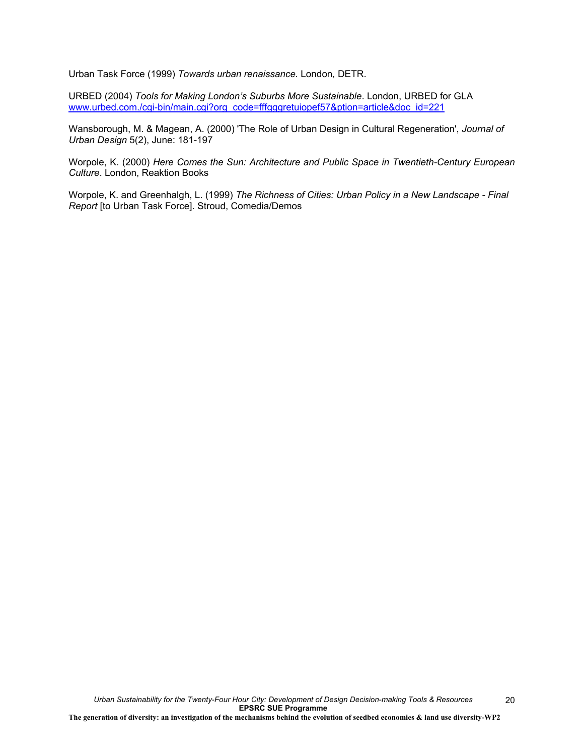Urban Task Force (1999) *Towards urban renaissance.* London*,* DETR.

URBED (2004) *Tools for Making London's Suburbs More Sustainable*. London, URBED for GLA
[www.urbed.com./cgi-bin/main.cgi?org_code=fffgggretuiopef57&ption=article&doc_id=221](www.urbed.com./cgi-bin/main.cgi?org_code=fffgggretuiopef57&ption=article&doc_id=221)

Wansborough, M. & Magean, A. (2000) 'The Role of Urban Design in Cultural Regeneration', *Journal of Urban Design* 5(2), June: 181-197

Worpole, K. (2000) *Here Comes the Sun: Architecture and Public Space in Twentieth-Century European Culture*. London, Reaktion Books

Worpole, K. and Greenhalgh, L. (1999) *The Richness of Cities: Urban Policy in a New Landscape - Final Report* [to Urban Task Force]. Stroud, Comedia/Demos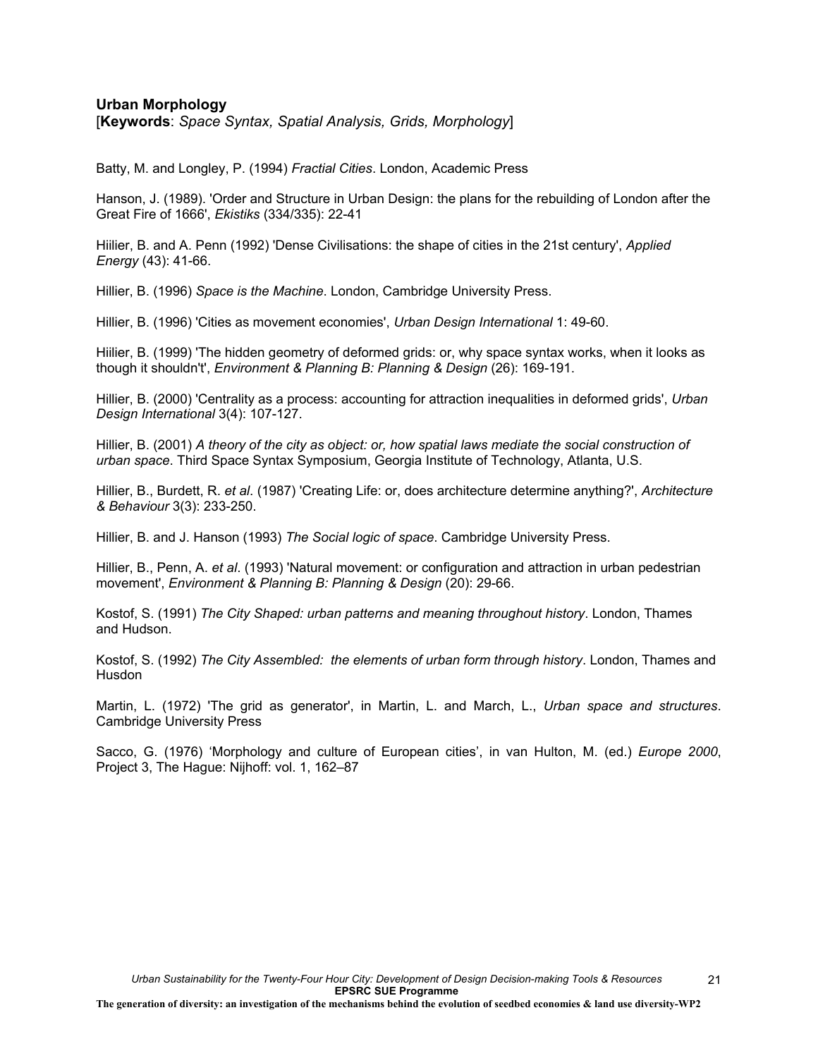**Urban Morphology**
[**Keywords**: *Space Syntax, Spatial Analysis, Grids, Morphology*]

Batty, M. and Longley, P. (1994) *Fractial Cities*. London, Academic Press

Hanson, J. (1989). 'Order and Structure in Urban Design: the plans for the rebuilding of London after the Great Fire of 1666', *Ekistiks* (334/335): 22-41

Hiilier, B. and A. Penn (1992) 'Dense Civilisations: the shape of cities in the 21st century', *Applied Energy* (43): 41-66.

Hillier, B. (1996) *Space is the Machine*. London, Cambridge University Press.

Hillier, B. (1996) 'Cities as movement economies', *Urban Design International* 1: 49-60.

Hiilier, B. (1999) 'The hidden geometry of deformed grids: or, why space syntax works, when it looks as though it shouldn't', *Environment & Planning B: Planning & Design* (26): 169-191.

Hillier, B. (2000) 'Centrality as a process: accounting for attraction inequalities in deformed grids', *Urban Design International* 3(4): 107-127.

Hillier, B. (2001) *A theory of the city as object: or, how spatial laws mediate the social construction of urban space*. Third Space Syntax Symposium, Georgia Institute of Technology, Atlanta, U.S.

Hillier, B., Burdett, R. *et al*. (1987) 'Creating Life: or, does architecture determine anything?', *Architecture & Behaviour* 3(3): 233-250.

Hillier, B. and J. Hanson (1993) *The Social logic of space*. Cambridge University Press.

Hillier, B., Penn, A. *et al*. (1993) 'Natural movement: or configuration and attraction in urban pedestrian movement', *Environment & Planning B: Planning & Design* (20): 29-66.

Kostof, S. (1991) *The City Shaped: urban patterns and meaning throughout history*. London, Thames and Hudson.

Kostof, S. (1992) *The City Assembled: the elements of urban form through history*. London, Thames and Husdon

Martin, L. (1972) 'The grid as generator', in Martin, L. and March, L., *Urban space and structures*. Cambridge University Press

Sacco, G. (1976) 'Morphology and culture of European cities', in van Hulton, M. (ed.) *Europe 2000*, Project 3, The Hague: Nijhoff: vol. 1, 162–87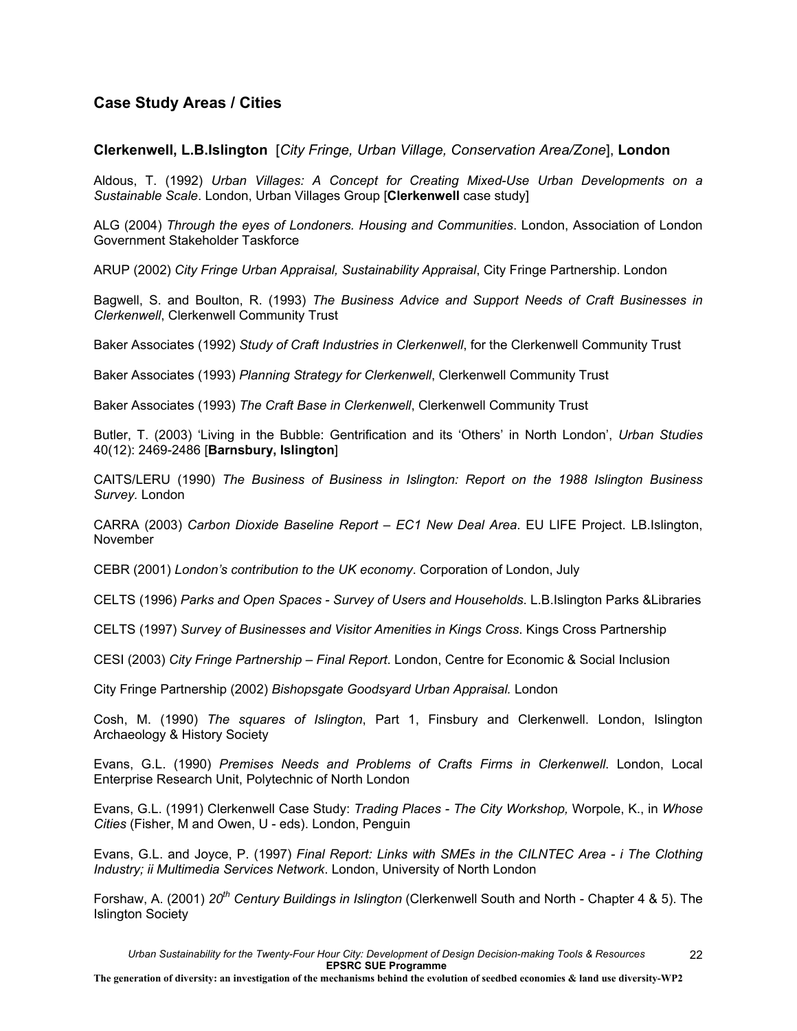## Case Study Areas / Cities

### Clerkenwell, L.B.Islington [*City Fringe, Urban Village, Conservation Area/Zone*], London

Aldous, T. (1992) *Urban Villages: A Concept for Creating Mixed-Use Urban Developments on a Sustainable Scale*. London, Urban Villages Group [**Clerkenwell** case study]

ALG (2004) *Through the eyes of Londoners. Housing and Communities*. London, Association of London Government Stakeholder Taskforce

ARUP (2002) *City Fringe Urban Appraisal, Sustainability Appraisal*, City Fringe Partnership. London

Bagwell, S. and Boulton, R. (1993) *The Business Advice and Support Needs of Craft Businesses in Clerkenwell*, Clerkenwell Community Trust

Baker Associates (1992) *Study of Craft Industries in Clerkenwell*, for the Clerkenwell Community Trust

Baker Associates (1993) *Planning Strategy for Clerkenwell*, Clerkenwell Community Trust

Baker Associates (1993) *The Craft Base in Clerkenwell*, Clerkenwell Community Trust

Butler, T. (2003) 'Living in the Bubble: Gentrification and its 'Others' in North London', *Urban Studies* 40(12): 2469-2486 [**Barnsbury, Islington**]

CAITS/LERU (1990) *The Business of Business in Islington: Report on the 1988 Islington Business Survey.* London

CARRA (2003) *Carbon Dioxide Baseline Report – EC1 New Deal Area*. EU LIFE Project. LB.Islington, November

CEBR (2001) *London's contribution to the UK economy*. Corporation of London, July

CELTS (1996) *Parks and Open Spaces - Survey of Users and Households*. L.B.Islington Parks &Libraries

CELTS (1997) *Survey of Businesses and Visitor Amenities in Kings Cross*. Kings Cross Partnership

CESI (2003) *City Fringe Partnership – Final Report*. London, Centre for Economic & Social Inclusion

City Fringe Partnership (2002) *Bishopsgate Goodsyard Urban Appraisal.* London

Cosh, M. (1990) *The squares of Islington*, Part 1, Finsbury and Clerkenwell. London, Islington Archaeology & History Society

Evans, G.L. (1990) *Premises Needs and Problems of Crafts Firms in Clerkenwell*. London, Local Enterprise Research Unit, Polytechnic of North London

Evans, G.L. (1991) Clerkenwell Case Study: *Trading Places - The City Workshop,* Worpole, K., in *Whose Cities* (Fisher, M and Owen, U - eds). London, Penguin

Evans, G.L. and Joyce, P. (1997) *Final Report: Links with SMEs in the CILNTEC Area - i The Clothing Industry; ii Multimedia Services Network*. London, University of North London

Forshaw, A. (2001) *20th Century Buildings in Islington* (Clerkenwell South and North - Chapter 4 & 5). The Islington Society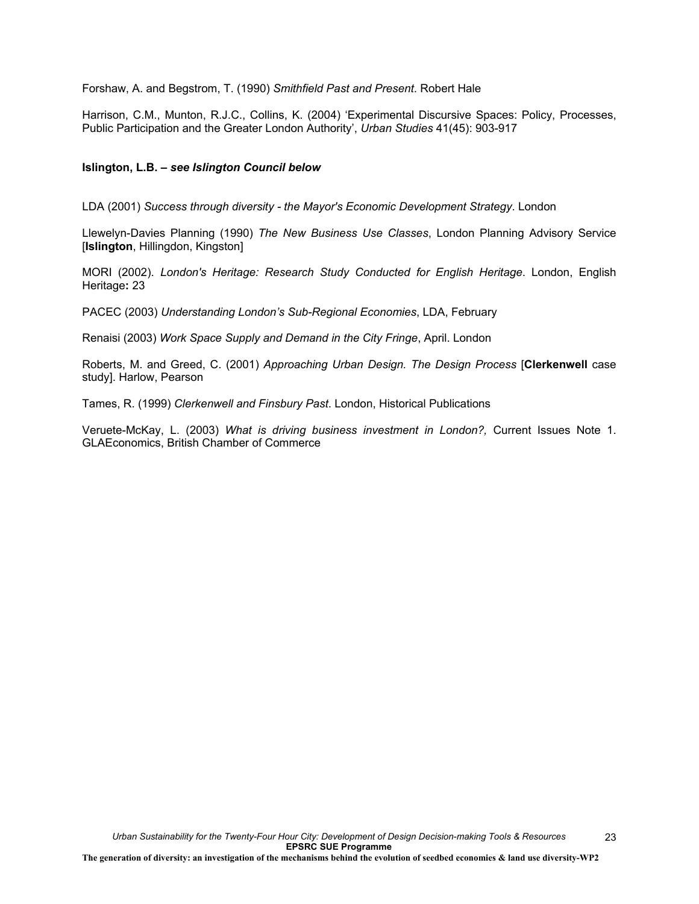Forshaw, A. and Begstrom, T. (1990) *Smithfield Past and Present*. Robert Hale

Harrison, C.M., Munton, R.J.C., Collins, K. (2004) 'Experimental Discursive Spaces: Policy, Processes, Public Participation and the Greater London Authority', *Urban Studies* 41(45): 903-917

**Islington, L.B. – *see Islington Council below***

LDA (2001) *Success through diversity - the Mayor's Economic Development Strategy*. London

Llewelyn-Davies Planning (1990) *The New Business Use Classes*, London Planning Advisory Service [**Islington**, Hillingdon, Kingston]

MORI (2002). *London's Heritage: Research Study Conducted for English Heritage*. London, English Heritage**:** 23

PACEC (2003) *Understanding London's Sub-Regional Economies*, LDA, February

Renaisi (2003) *Work Space Supply and Demand in the City Fringe*, April. London

Roberts, M. and Greed, C. (2001) *Approaching Urban Design. The Design Process* [**Clerkenwell** case study]. Harlow, Pearson

Tames, R. (1999) *Clerkenwell and Finsbury Past*. London, Historical Publications

Veruete-McKay, L. (2003) *What is driving business investment in London?,* Current Issues Note 1. GLAEconomics, British Chamber of Commerce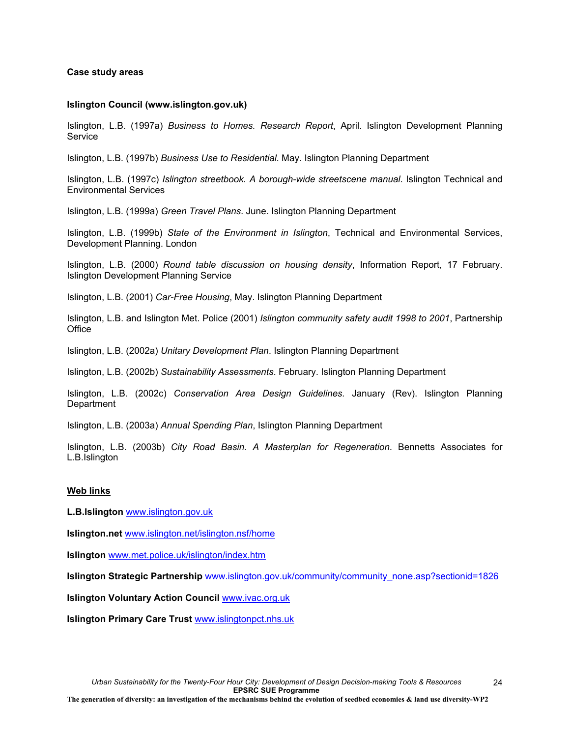**Case study areas**

**Islington Council (www.islington.gov.uk)**

Islington, L.B. (1997a) *Business to Homes. Research Report*, April. Islington Development Planning Service

Islington, L.B. (1997b) *Business Use to Residential*. May. Islington Planning Department

Islington, L.B. (1997c) *Islington streetbook. A borough-wide streetscene manual*. Islington Technical and Environmental Services

Islington, L.B. (1999a) *Green Travel Plans*. June. Islington Planning Department

Islington, L.B. (1999b) *State of the Environment in Islington*, Technical and Environmental Services, Development Planning. London

Islington, L.B. (2000) *Round table discussion on housing density*, Information Report, 17 February. Islington Development Planning Service

Islington, L.B. (2001) *Car-Free Housing*, May. Islington Planning Department

Islington, L.B. and Islington Met. Police (2001) *Islington community safety audit 1998 to 2001*, Partnership Office

Islington, L.B. (2002a) *Unitary Development Plan*. Islington Planning Department

Islington, L.B. (2002b) *Sustainability Assessments*. February. Islington Planning Department

Islington, L.B. (2002c) *Conservation Area Design Guidelines*. January (Rev). Islington Planning Department

Islington, L.B. (2003a) *Annual Spending Plan*, Islington Planning Department

Islington, L.B. (2003b) *City Road Basin. A Masterplan for Regeneration*. Bennetts Associates for L.B.Islington

**Web links**

**L.B.Islington** www.islington.gov.uk

**Islington.net** www.islington.net/islington.nsf/home

**Islington** www.met.police.uk/islington/index.htm

**Islington Strategic Partnership** www.islington.gov.uk/community/community_none.asp?sectionid=1826

**Islington Voluntary Action Council** www.ivac.org.uk

**Islington Primary Care Trust** www.islingtonpct.nhs.uk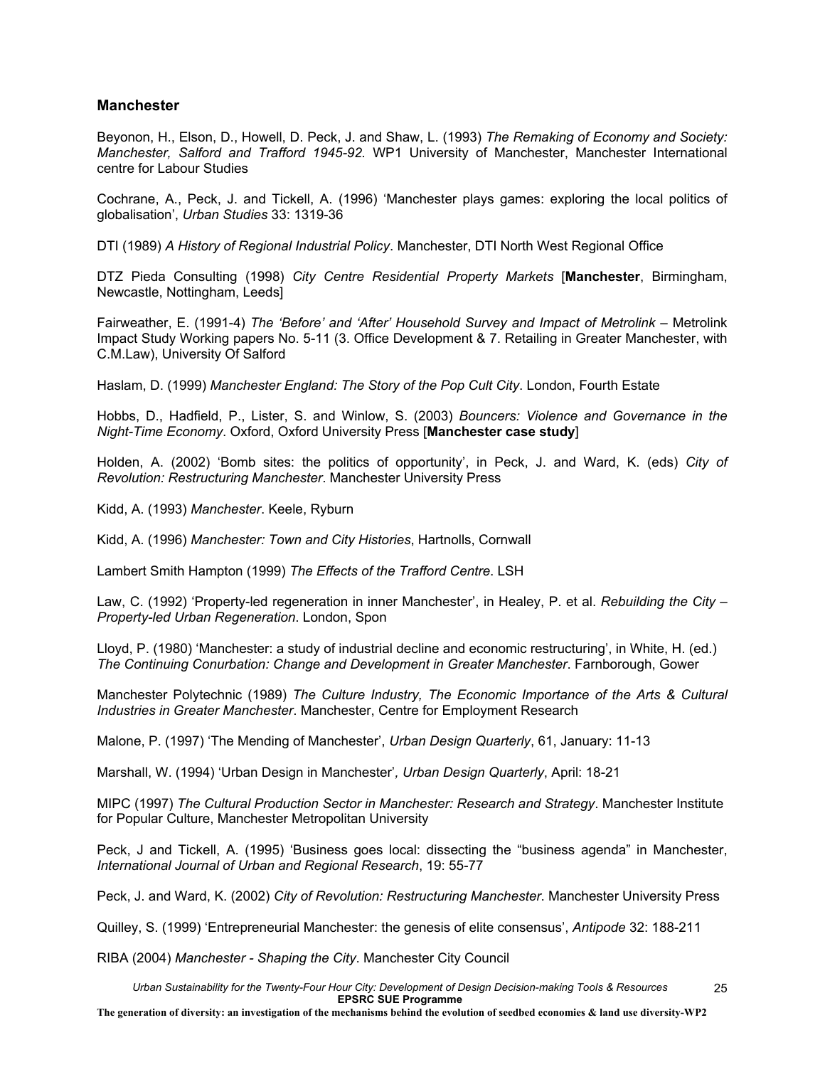## Manchester

Beyonon, H., Elson, D., Howell, D. Peck, J. and Shaw, L. (1993) *The Remaking of Economy and Society: Manchester, Salford and Trafford 1945-92.* WP1 University of Manchester, Manchester International centre for Labour Studies

Cochrane, A., Peck, J. and Tickell, A. (1996) 'Manchester plays games: exploring the local politics of globalisation', *Urban Studies* 33: 1319-36

DTI (1989) *A History of Regional Industrial Policy*. Manchester, DTI North West Regional Office

DTZ Pieda Consulting (1998) *City Centre Residential Property Markets* [**Manchester**, Birmingham, Newcastle, Nottingham, Leeds]

Fairweather, E. (1991-4) *The 'Before' and 'After' Household Survey and Impact of Metrolink* – Metrolink Impact Study Working papers No. 5-11 (3. Office Development & 7. Retailing in Greater Manchester, with C.M.Law), University Of Salford

Haslam, D. (1999) *Manchester England: The Story of the Pop Cult City*. London, Fourth Estate

Hobbs, D., Hadfield, P., Lister, S. and Winlow, S. (2003) *Bouncers: Violence and Governance in the Night-Time Economy*. Oxford, Oxford University Press [**Manchester case study**]

Holden, A. (2002) 'Bomb sites: the politics of opportunity', in Peck, J. and Ward, K. (eds) *City of Revolution: Restructuring Manchester*. Manchester University Press

Kidd, A. (1993) *Manchester*. Keele, Ryburn

Kidd, A. (1996) *Manchester: Town and City Histories*, Hartnolls, Cornwall

Lambert Smith Hampton (1999) *The Effects of the Trafford Centre*. LSH

Law, C. (1992) 'Property-led regeneration in inner Manchester', in Healey, P. et al. *Rebuilding the City – Property-led Urban Regeneration*. London, Spon

Lloyd, P. (1980) 'Manchester: a study of industrial decline and economic restructuring', in White, H. (ed.) *The Continuing Conurbation: Change and Development in Greater Manchester*. Farnborough, Gower

Manchester Polytechnic (1989) *The Culture Industry, The Economic Importance of the Arts & Cultural Industries in Greater Manchester*. Manchester, Centre for Employment Research

Malone, P. (1997) 'The Mending of Manchester', *Urban Design Quarterly*, 61, January: 11-13

Marshall, W. (1994) 'Urban Design in Manchester', *Urban Design Quarterly*, April: 18-21

MIPC (1997) *The Cultural Production Sector in Manchester: Research and Strategy*. Manchester Institute for Popular Culture, Manchester Metropolitan University

Peck, J and Tickell, A. (1995) 'Business goes local: dissecting the "business agenda" in Manchester, *International Journal of Urban and Regional Research*, 19: 55-77

Peck, J. and Ward, K. (2002) *City of Revolution: Restructuring Manchester*. Manchester University Press

Quilley, S. (1999) 'Entrepreneurial Manchester: the genesis of elite consensus', *Antipode* 32: 188-211

RIBA (2004) *Manchester - Shaping the City*. Manchester City Council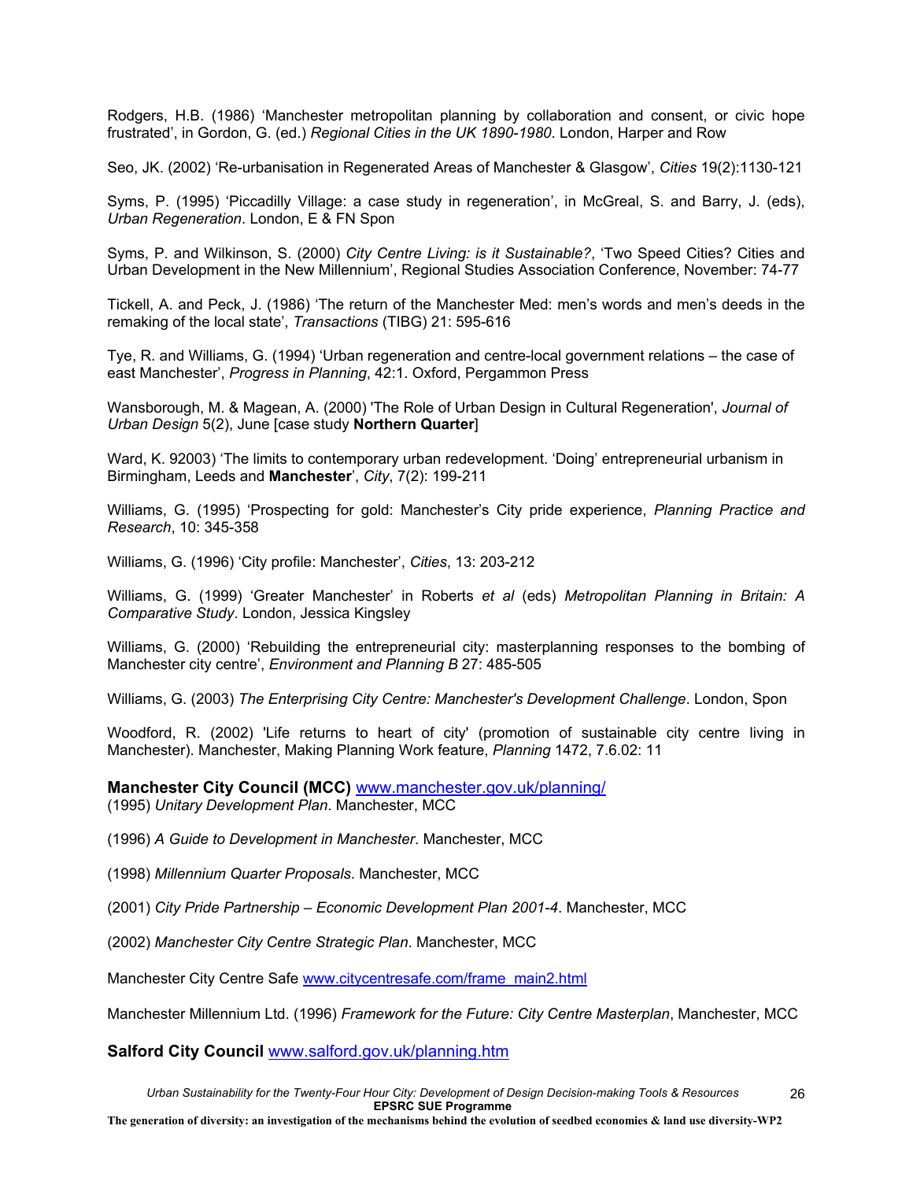Rodgers, H.B. (1986) ‘Manchester metropolitan planning by collaboration and consent, or civic hope frustrated’, in Gordon, G. (ed.) *Regional Cities in the UK 1890-1980*. London, Harper and Row

Seo, JK. (2002) ‘Re-urbanisation in Regenerated Areas of Manchester & Glasgow’, *Cities* 19(2):1130-121

Syms, P. (1995) ‘Piccadilly Village: a case study in regeneration’, in McGreal, S. and Barry, J. (eds), *Urban Regeneration*. London, E & FN Spon

Syms, P. and Wilkinson, S. (2000) *City Centre Living: is it Sustainable?*, ‘Two Speed Cities? Cities and Urban Development in the New Millennium’, Regional Studies Association Conference, November: 74-77

Tickell, A. and Peck, J. (1986) ‘The return of the Manchester Med: men’s words and men’s deeds in the remaking of the local state’, *Transactions* (TIBG) 21: 595-616

Tye, R. and Williams, G. (1994) ‘Urban regeneration and centre-local government relations – the case of east Manchester’, *Progress in Planning*, 42:1. Oxford, Pergammon Press

Wansborough, M. & Magean, A. (2000) 'The Role of Urban Design in Cultural Regeneration', *Journal of Urban Design* 5(2), June [case study **Northern Quarter**]

Ward, K. 92003) ‘The limits to contemporary urban redevelopment. ‘Doing’ entrepreneurial urbanism in Birmingham, Leeds and **Manchester**’, *City*, 7(2): 199-211

Williams, G. (1995) ‘Prospecting for gold: Manchester’s City pride experience, *Planning Practice and Research*, 10: 345-358

Williams, G. (1996) ‘City profile: Manchester’, *Cities*, 13: 203-212

Williams, G. (1999) ‘Greater Manchester’ in Roberts *et al* (eds) *Metropolitan Planning in Britain: A Comparative Study*. London, Jessica Kingsley

Williams, G. (2000) ‘Rebuilding the entrepreneurial city: masterplanning responses to the bombing of Manchester city centre’, *Environment and Planning B* 27: 485-505

Williams, G. (2003) *The Enterprising City Centre: Manchester's Development Challenge*. London, Spon

Woodford, R. (2002) 'Life returns to heart of city' (promotion of sustainable city centre living in Manchester). Manchester, Making Planning Work feature, *Planning* 1472, 7.6.02: 11

**Manchester City Council (MCC)** www.manchester.gov.uk/planning/

(1995) *Unitary Development Plan*. Manchester, MCC

(1996) *A Guide to Development in Manchester*. Manchester, MCC

(1998) *Millennium Quarter Proposals*. Manchester, MCC

(2001) *City Pride Partnership – Economic Development Plan 2001-4*. Manchester, MCC

(2002) *Manchester City Centre Strategic Plan*. Manchester, MCC

Manchester City Centre Safe www.citycentresafe.com/frame_main2.html

Manchester Millennium Ltd. (1996) *Framework for the Future: City Centre Masterplan*, Manchester, MCC

**Salford City Council** www.salford.gov.uk/planning.htm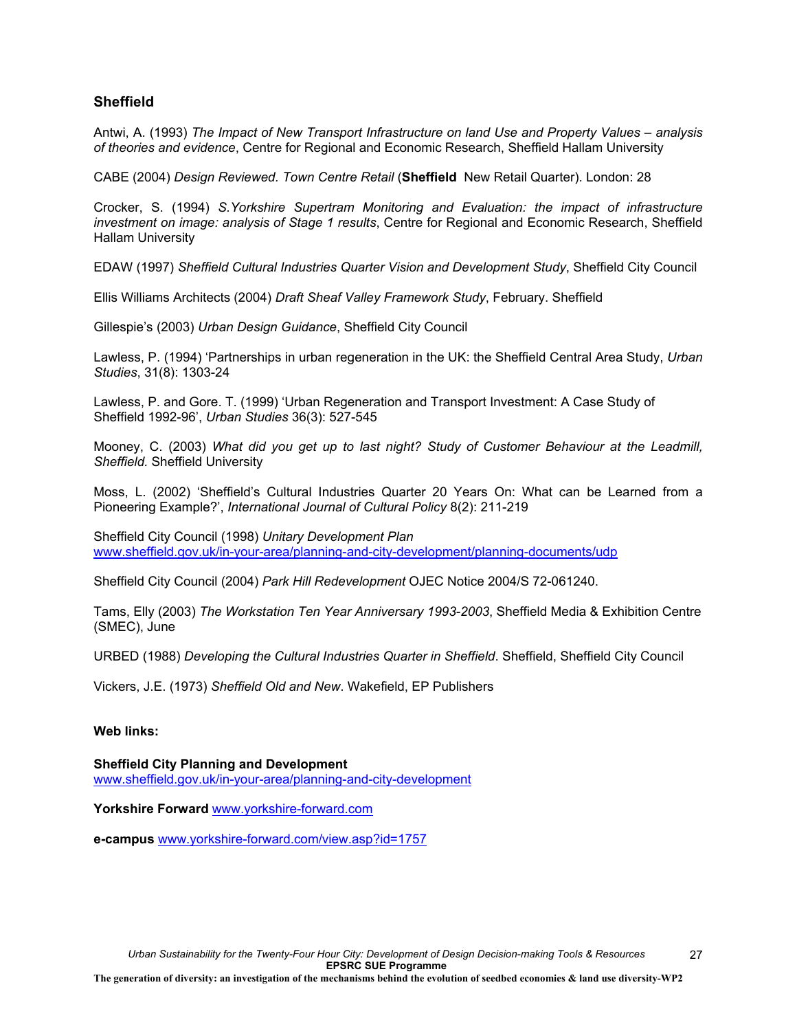## Sheffield

Antwi, A. (1993) *The Impact of New Transport Infrastructure on land Use and Property Values – analysis of theories and evidence*, Centre for Regional and Economic Research, Sheffield Hallam University

CABE (2004) *Design Reviewed. Town Centre Retail* (**Sheffield** New Retail Quarter). London: 28

Crocker, S. (1994) *S.Yorkshire Supertram Monitoring and Evaluation: the impact of infrastructure investment on image: analysis of Stage 1 results*, Centre for Regional and Economic Research, Sheffield Hallam University

EDAW (1997) *Sheffield Cultural Industries Quarter Vision and Development Study*, Sheffield City Council

Ellis Williams Architects (2004) *Draft Sheaf Valley Framework Study*, February. Sheffield

Gillespie's (2003) *Urban Design Guidance*, Sheffield City Council

Lawless, P. (1994) 'Partnerships in urban regeneration in the UK: the Sheffield Central Area Study, *Urban Studies*, 31(8): 1303-24

Lawless, P. and Gore. T. (1999) 'Urban Regeneration and Transport Investment: A Case Study of Sheffield 1992-96', *Urban Studies* 36(3): 527-545

Mooney, C. (2003) *What did you get up to last night? Study of Customer Behaviour at the Leadmill, Sheffield.* Sheffield University

Moss, L. (2002) 'Sheffield's Cultural Industries Quarter 20 Years On: What can be Learned from a Pioneering Example?', *International Journal of Cultural Policy* 8(2): 211-219

Sheffield City Council (1998) *Unitary Development Plan*
www.sheffield.gov.uk/in-your-area/planning-and-city-development/planning-documents/udp

Sheffield City Council (2004) *Park Hill Redevelopment* OJEC Notice 2004/S 72-061240.

Tams, Elly (2003) *The Workstation Ten Year Anniversary 1993-2003*, Sheffield Media & Exhibition Centre (SMEC), June

URBED (1988) *Developing the Cultural Industries Quarter in Sheffield*. Sheffield, Sheffield City Council

Vickers, J.E. (1973) *Sheffield Old and New*. Wakefield, EP Publishers

**Web links:**

**Sheffield City Planning and Development**
www.sheffield.gov.uk/in-your-area/planning-and-city-development

**Yorkshire Forward** www.yorkshire-forward.com

**e-campus** www.yorkshire-forward.com/view.asp?id=1757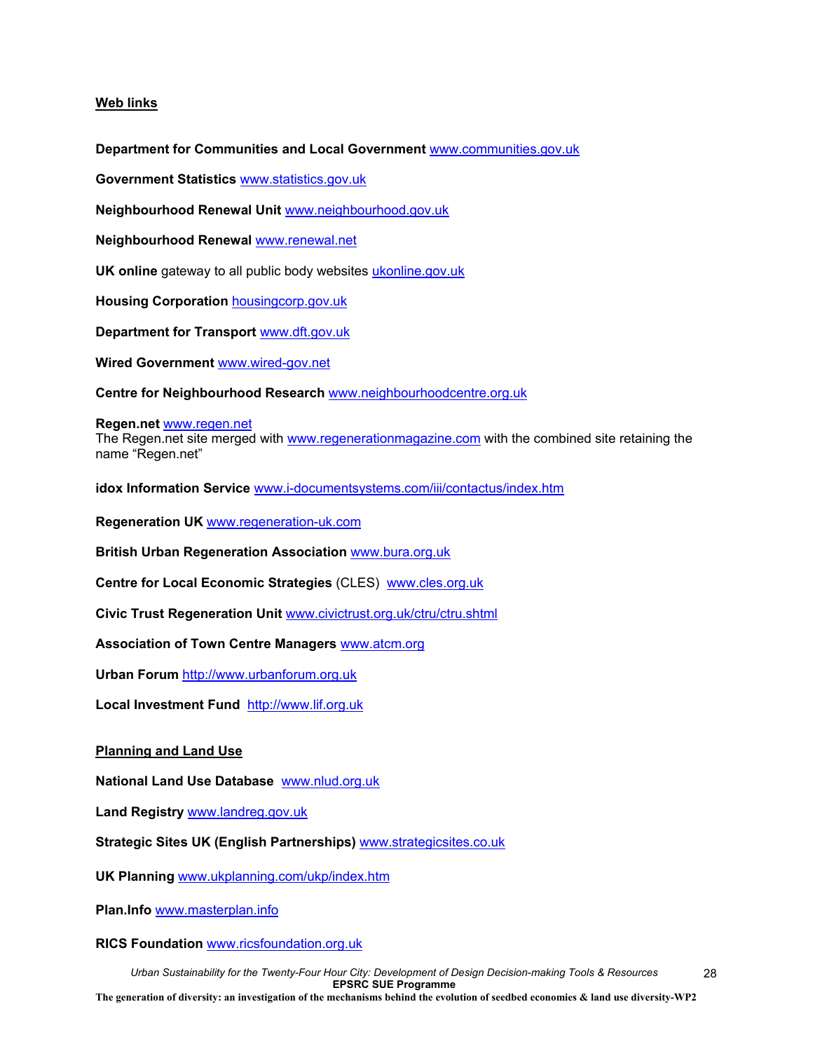**Web links**

**Department for Communities and Local Government** www.communities.gov.uk

**Government Statistics** www.statistics.gov.uk

**Neighbourhood Renewal Unit** www.neighbourhood.gov.uk

**Neighbourhood Renewal** www.renewal.net

**UK online** gateway to all public body websites ukonline.gov.uk

**Housing Corporation** housingcorp.gov.uk

**Department for Transport** www.dft.gov.uk

**Wired Government** www.wired-gov.net

**Centre for Neighbourhood Research** www.neighbourhoodcentre.org.uk

**Regen.net** www.regen.net
The Regen.net site merged with www.regenerationmagazine.com with the combined site retaining the name “Regen.net”

**idox Information Service** www.i-documentsystems.com/iii/contactus/index.htm

**Regeneration UK** www.regeneration-uk.com

**British Urban Regeneration Association** www.bura.org.uk

**Centre for Local Economic Strategies** (CLES) www.cles.org.uk

**Civic Trust Regeneration Unit** www.civictrust.org.uk/ctru/ctru.shtml

**Association of Town Centre Managers** www.atcm.org

**Urban Forum** http://www.urbanforum.org.uk

**Local Investment Fund** http://www.lif.org.uk

**Planning and Land Use**

**National Land Use Database** www.nlud.org.uk

**Land Registry** www.landreg.gov.uk

**Strategic Sites UK (English Partnerships)** www.strategicsites.co.uk

**UK Planning** www.ukplanning.com/ukp/index.htm

**Plan.Info** www.masterplan.info

**RICS Foundation** www.ricsfoundation.org.uk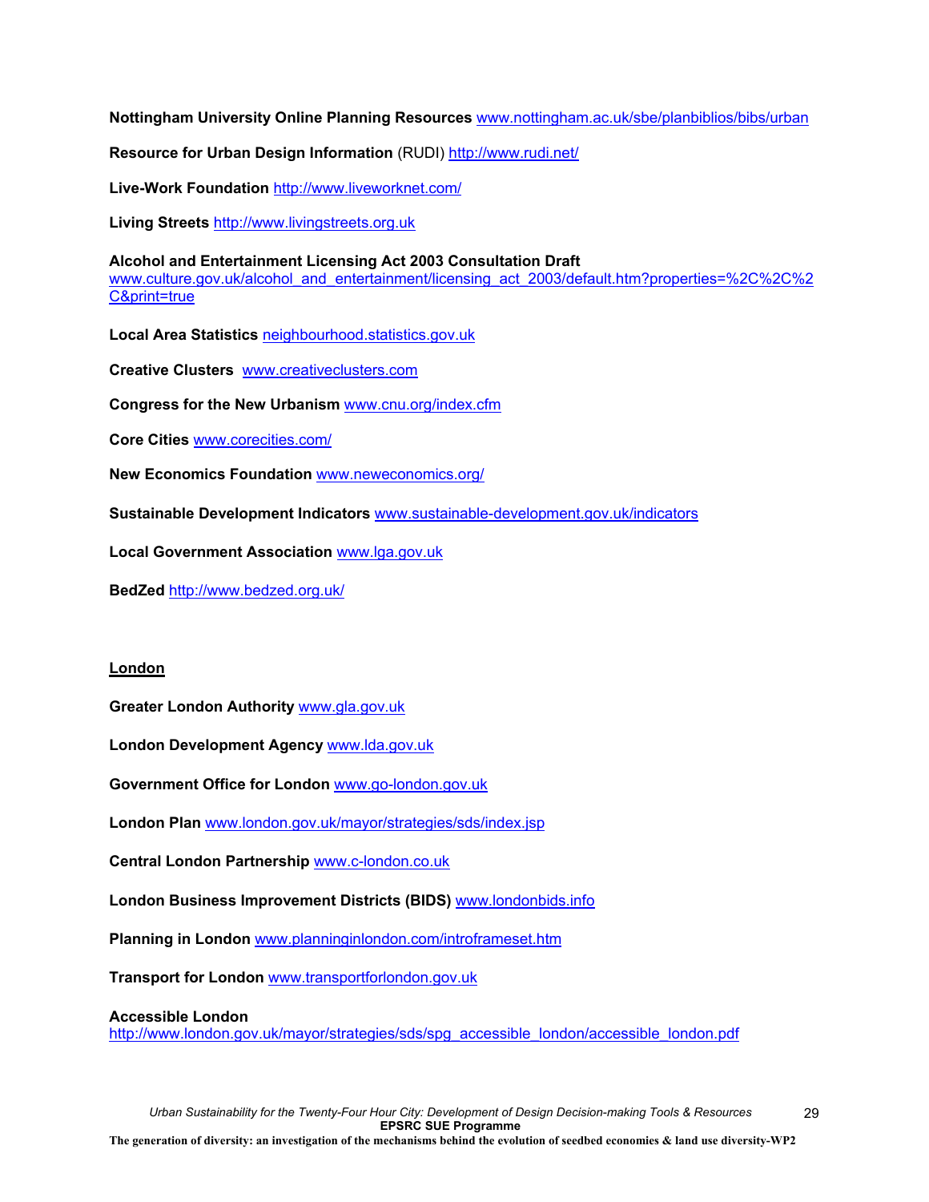**Nottingham University Online Planning Resources** www.nottingham.ac.uk/sbe/planbiblios/bibs/urban

**Resource for Urban Design Information** (RUDI) http://www.rudi.net/

**Live-Work Foundation** http://www.liveworknet.com/

**Living Streets** http://www.livingstreets.org.uk

**Alcohol and Entertainment Licensing Act 2003 Consultation Draft**
www.culture.gov.uk/alcohol_and_entertainment/licensing_act_2003/default.htm?properties=%2C%2C%2C&print=true

**Local Area Statistics** neighbourhood.statistics.gov.uk

**Creative Clusters** www.creativeclusters.com

**Congress for the New Urbanism** www.cnu.org/index.cfm

**Core Cities** www.corecities.com/

**New Economics Foundation** www.neweconomics.org/

**Sustainable Development Indicators** www.sustainable-development.gov.uk/indicators

**Local Government Association** www.lga.gov.uk

**BedZed** http://www.bedzed.org.uk/

## London

**Greater London Authority** www.gla.gov.uk

**London Development Agency** www.lda.gov.uk

**Government Office for London** www.go-london.gov.uk

**London Plan** www.london.gov.uk/mayor/strategies/sds/index.jsp

**Central London Partnership** www.c-london.co.uk

**London Business Improvement Districts (BIDS)** www.londonbids.info

**Planning in London** www.planninginlondon.com/introframeset.htm

**Transport for London** www.transportforlondon.gov.uk

**Accessible London**
http://www.london.gov.uk/mayor/strategies/sds/spg_accessible_london/accessible_london.pdf